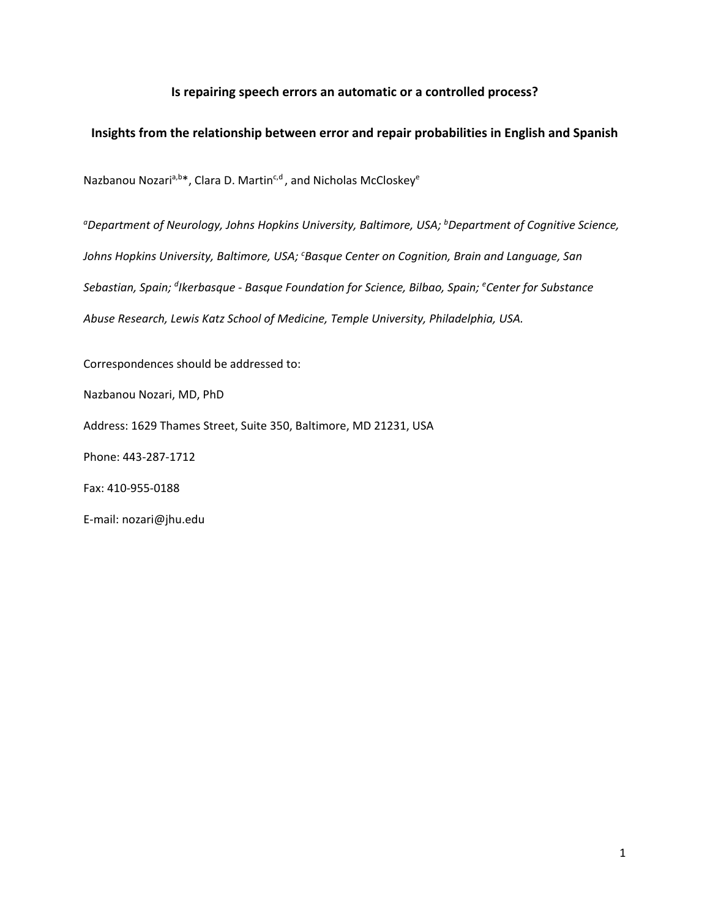# Is repairing speech errors an automatic or a controlled process?

## Insights from the relationship between error and repair probabilities in English and Spanish

Nazbanou Nozari[a,b]*, Clara D. Martin[c,d], and Nicholas McCloskey[e]

*[a]Department of Neurology, Johns Hopkins University, Baltimore, USA; [b]Department of Cognitive Science, Johns Hopkins University, Baltimore, USA; [c]Basque Center on Cognition, Brain and Language, San Sebastian, Spain; [d]Ikerbasque - Basque Foundation for Science, Bilbao, Spain; [e]Center for Substance Abuse Research, Lewis Katz School of Medicine, Temple University, Philadelphia, USA.*

Correspondences should be addressed to:

Nazbanou Nozari, MD, PhD

Address: 1629 Thames Street, Suite 350, Baltimore, MD 21231, USA

Phone: 443-287-1712

Fax: 410-955-0188

E-mail: nozari@jhu.edu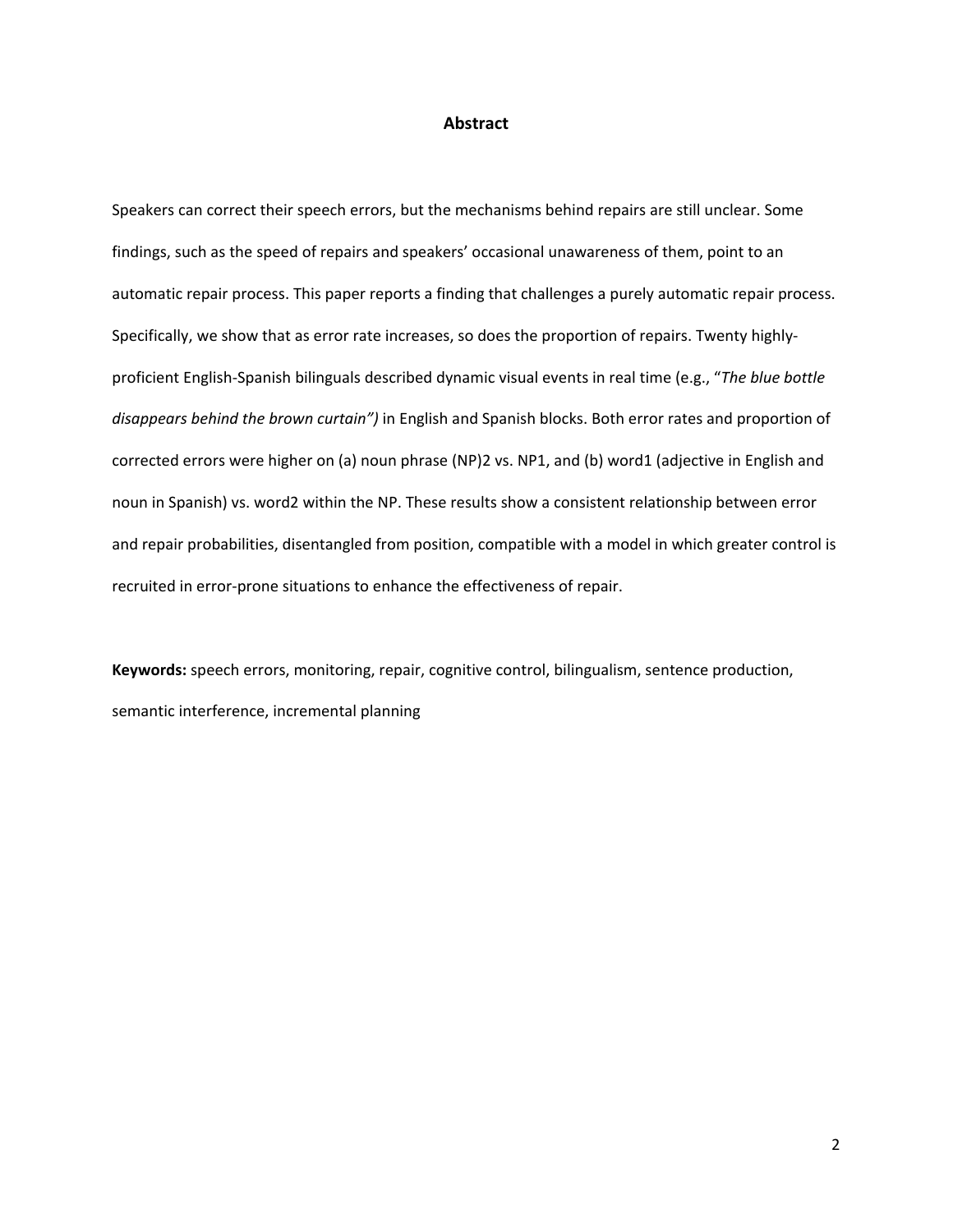## Abstract

Speakers can correct their speech errors, but the mechanisms behind repairs are still unclear. Some findings, such as the speed of repairs and speakers' occasional unawareness of them, point to an automatic repair process. This paper reports a finding that challenges a purely automatic repair process. Specifically, we show that as error rate increases, so does the proportion of repairs. Twenty highly-proficient English-Spanish bilinguals described dynamic visual events in real time (e.g., "*The blue bottle disappears behind the brown curtain")* in English and Spanish blocks. Both error rates and proportion of corrected errors were higher on (a) noun phrase (NP)2 vs. NP1, and (b) word1 (adjective in English and noun in Spanish) vs. word2 within the NP. These results show a consistent relationship between error and repair probabilities, disentangled from position, compatible with a model in which greater control is recruited in error-prone situations to enhance the effectiveness of repair.

**Keywords:** speech errors, monitoring, repair, cognitive control, bilingualism, sentence production, semantic interference, incremental planning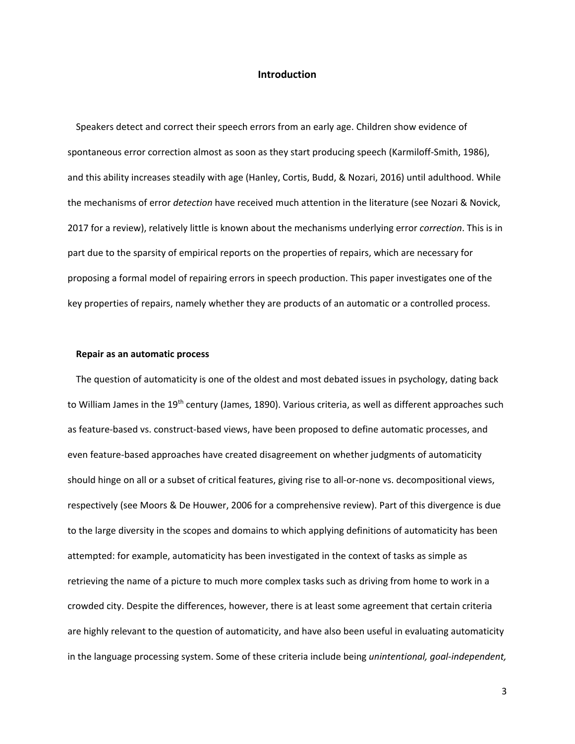# Introduction

Speakers detect and correct their speech errors from an early age. Children show evidence of spontaneous error correction almost as soon as they start producing speech (Karmiloff-Smith, 1986), and this ability increases steadily with age (Hanley, Cortis, Budd, & Nozari, 2016) until adulthood. While the mechanisms of error *detection* have received much attention in the literature (see Nozari & Novick, 2017 for a review), relatively little is known about the mechanisms underlying error *correction*. This is in part due to the sparsity of empirical reports on the properties of repairs, which are necessary for proposing a formal model of repairing errors in speech production. This paper investigates one of the key properties of repairs, namely whether they are products of an automatic or a controlled process.

## Repair as an automatic process

The question of automaticity is one of the oldest and most debated issues in psychology, dating back to William James in the 19th century (James, 1890). Various criteria, as well as different approaches such as feature-based vs. construct-based views, have been proposed to define automatic processes, and even feature-based approaches have created disagreement on whether judgments of automaticity should hinge on all or a subset of critical features, giving rise to all-or-none vs. decompositional views, respectively (see Moors & De Houwer, 2006 for a comprehensive review). Part of this divergence is due to the large diversity in the scopes and domains to which applying definitions of automaticity has been attempted: for example, automaticity has been investigated in the context of tasks as simple as retrieving the name of a picture to much more complex tasks such as driving from home to work in a crowded city. Despite the differences, however, there is at least some agreement that certain criteria are highly relevant to the question of automaticity, and have also been useful in evaluating automaticity in the language processing system. Some of these criteria include being *unintentional, goal-independent,*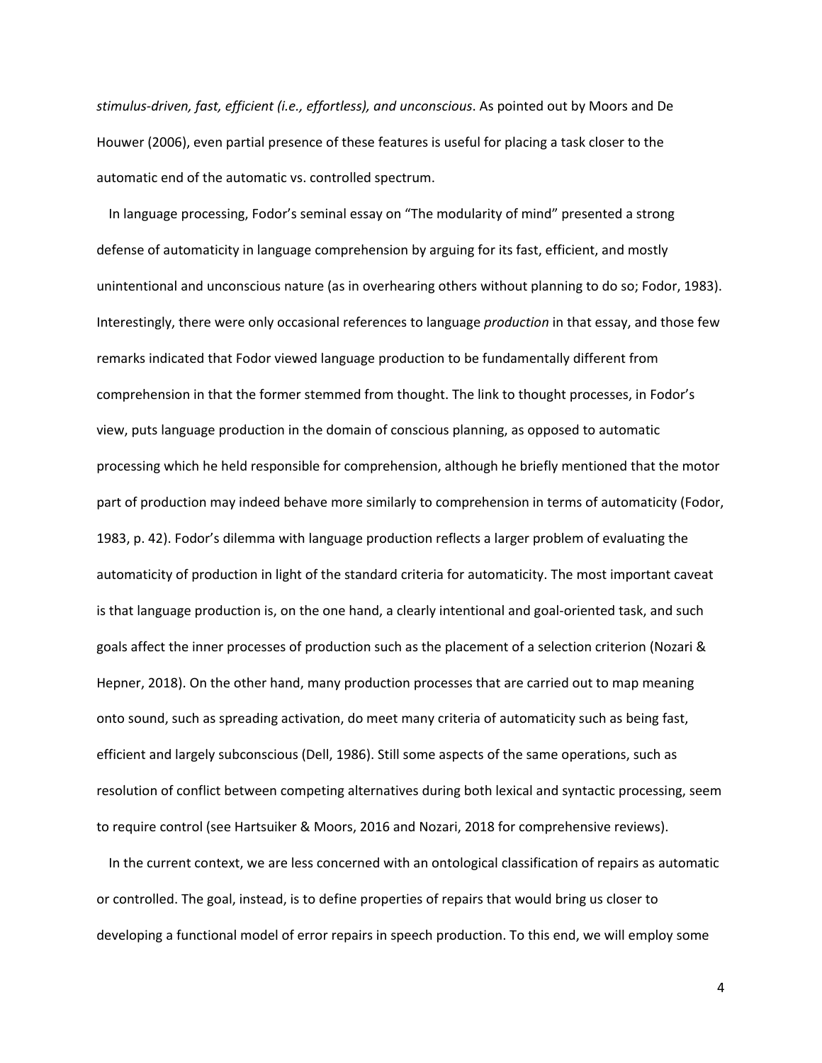*stimulus-driven, fast, efficient (i.e., effortless), and unconscious*. As pointed out by Moors and De Houwer (2006), even partial presence of these features is useful for placing a task closer to the automatic end of the automatic vs. controlled spectrum.

In language processing, Fodor's seminal essay on "The modularity of mind" presented a strong defense of automaticity in language comprehension by arguing for its fast, efficient, and mostly unintentional and unconscious nature (as in overhearing others without planning to do so; Fodor, 1983). Interestingly, there were only occasional references to language *production* in that essay, and those few remarks indicated that Fodor viewed language production to be fundamentally different from comprehension in that the former stemmed from thought. The link to thought processes, in Fodor's view, puts language production in the domain of conscious planning, as opposed to automatic processing which he held responsible for comprehension, although he briefly mentioned that the motor part of production may indeed behave more similarly to comprehension in terms of automaticity (Fodor, 1983, p. 42). Fodor's dilemma with language production reflects a larger problem of evaluating the automaticity of production in light of the standard criteria for automaticity. The most important caveat is that language production is, on the one hand, a clearly intentional and goal-oriented task, and such goals affect the inner processes of production such as the placement of a selection criterion (Nozari & Hepner, 2018). On the other hand, many production processes that are carried out to map meaning onto sound, such as spreading activation, do meet many criteria of automaticity such as being fast, efficient and largely subconscious (Dell, 1986). Still some aspects of the same operations, such as resolution of conflict between competing alternatives during both lexical and syntactic processing, seem to require control (see Hartsuiker & Moors, 2016 and Nozari, 2018 for comprehensive reviews).

In the current context, we are less concerned with an ontological classification of repairs as automatic or controlled. The goal, instead, is to define properties of repairs that would bring us closer to developing a functional model of error repairs in speech production. To this end, we will employ some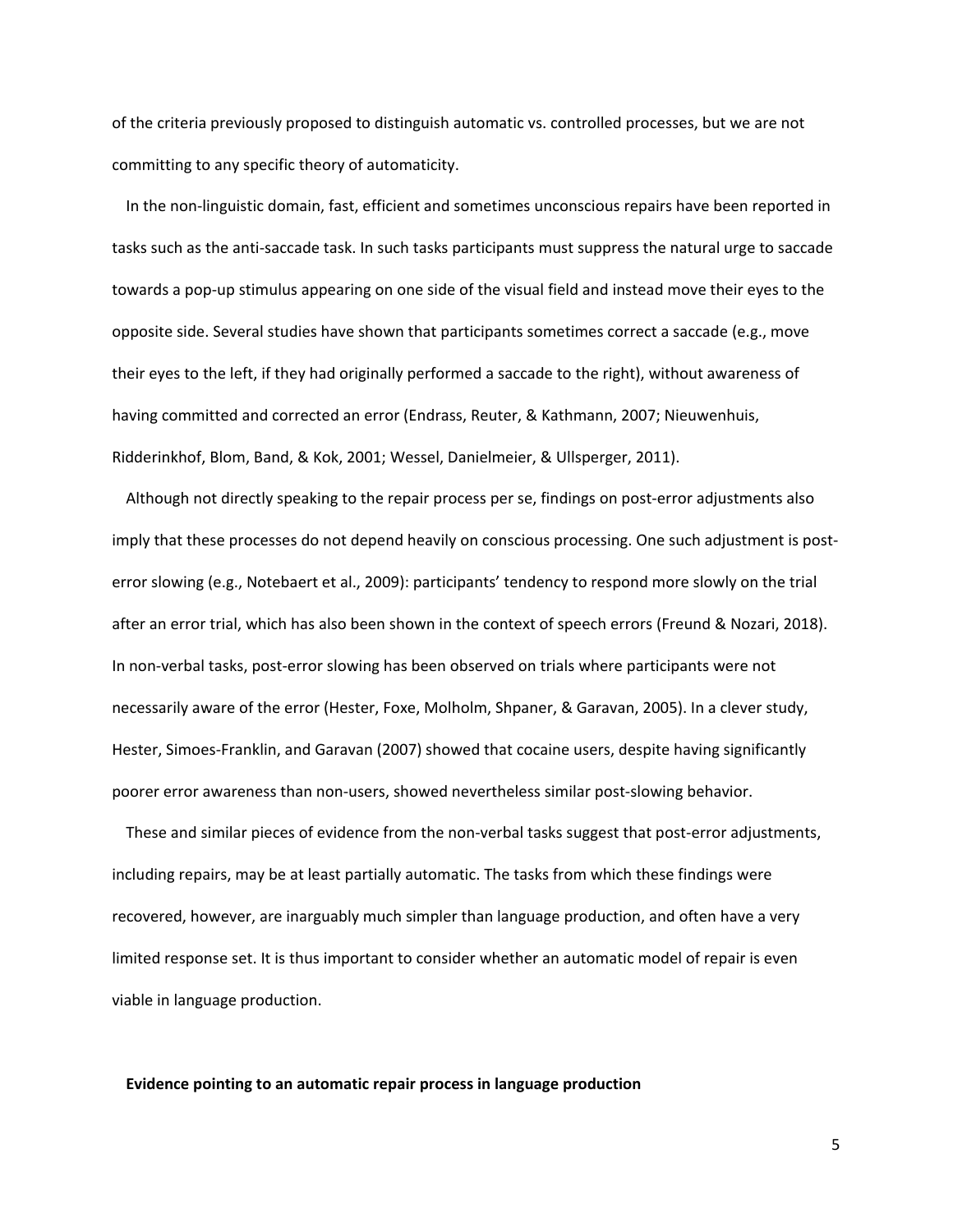of the criteria previously proposed to distinguish automatic vs. controlled processes, but we are not committing to any specific theory of automaticity.

In the non-linguistic domain, fast, efficient and sometimes unconscious repairs have been reported in tasks such as the anti-saccade task. In such tasks participants must suppress the natural urge to saccade towards a pop-up stimulus appearing on one side of the visual field and instead move their eyes to the opposite side. Several studies have shown that participants sometimes correct a saccade (e.g., move their eyes to the left, if they had originally performed a saccade to the right), without awareness of having committed and corrected an error (Endrass, Reuter, & Kathmann, 2007; Nieuwenhuis, Ridderinkhof, Blom, Band, & Kok, 2001; Wessel, Danielmeier, & Ullsperger, 2011).

Although not directly speaking to the repair process per se, findings on post-error adjustments also imply that these processes do not depend heavily on conscious processing. One such adjustment is post-error slowing (e.g., Notebaert et al., 2009): participants' tendency to respond more slowly on the trial after an error trial, which has also been shown in the context of speech errors (Freund & Nozari, 2018). In non-verbal tasks, post-error slowing has been observed on trials where participants were not necessarily aware of the error (Hester, Foxe, Molholm, Shpaner, & Garavan, 2005). In a clever study, Hester, Simoes-Franklin, and Garavan (2007) showed that cocaine users, despite having significantly poorer error awareness than non-users, showed nevertheless similar post-slowing behavior.

These and similar pieces of evidence from the non-verbal tasks suggest that post-error adjustments, including repairs, may be at least partially automatic. The tasks from which these findings were recovered, however, are inarguably much simpler than language production, and often have a very limited response set. It is thus important to consider whether an automatic model of repair is even viable in language production.

**Evidence pointing to an automatic repair process in language production**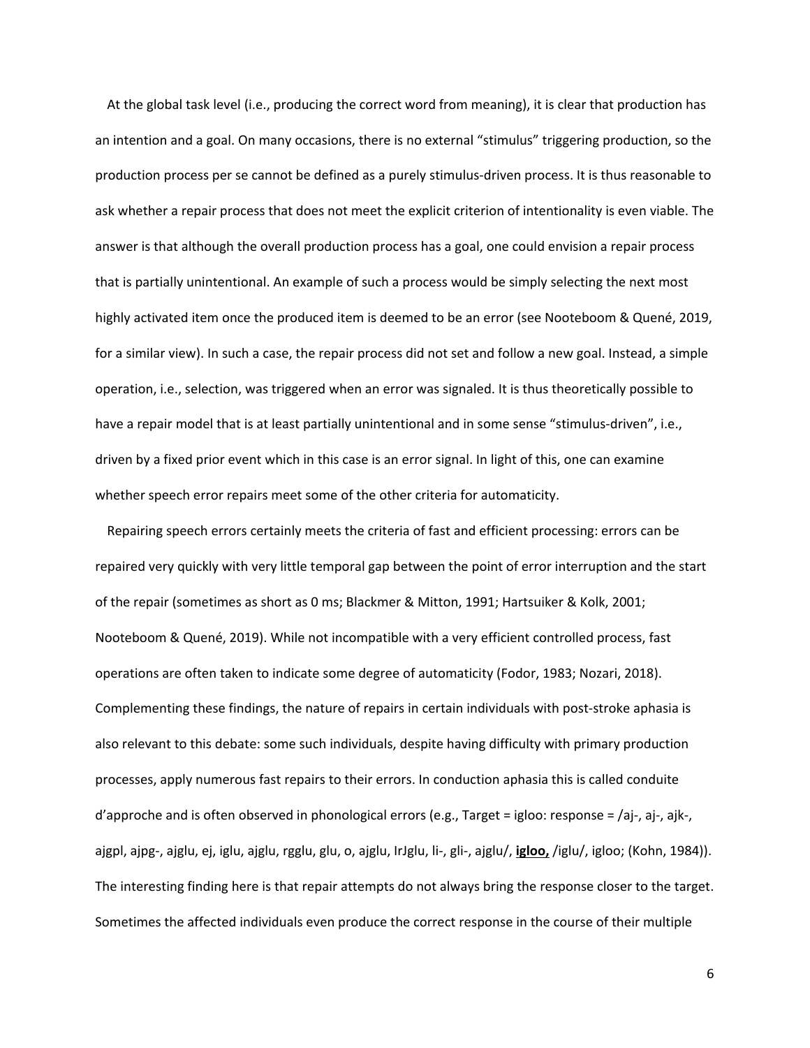At the global task level (i.e., producing the correct word from meaning), it is clear that production has an intention and a goal. On many occasions, there is no external "stimulus" triggering production, so the production process per se cannot be defined as a purely stimulus-driven process. It is thus reasonable to ask whether a repair process that does not meet the explicit criterion of intentionality is even viable. The answer is that although the overall production process has a goal, one could envision a repair process that is partially unintentional. An example of such a process would be simply selecting the next most highly activated item once the produced item is deemed to be an error (see Nooteboom & Quené, 2019, for a similar view). In such a case, the repair process did not set and follow a new goal. Instead, a simple operation, i.e., selection, was triggered when an error was signaled. It is thus theoretically possible to have a repair model that is at least partially unintentional and in some sense "stimulus-driven", i.e., driven by a fixed prior event which in this case is an error signal. In light of this, one can examine whether speech error repairs meet some of the other criteria for automaticity.

Repairing speech errors certainly meets the criteria of fast and efficient processing: errors can be repaired very quickly with very little temporal gap between the point of error interruption and the start of the repair (sometimes as short as 0 ms; Blackmer & Mitton, 1991; Hartsuiker & Kolk, 2001; Nooteboom & Quené, 2019). While not incompatible with a very efficient controlled process, fast operations are often taken to indicate some degree of automaticity (Fodor, 1983; Nozari, 2018). Complementing these findings, the nature of repairs in certain individuals with post-stroke aphasia is also relevant to this debate: some such individuals, despite having difficulty with primary production processes, apply numerous fast repairs to their errors. In conduction aphasia this is called conduite d'approche and is often observed in phonological errors (e.g., Target = igloo: response = /aj-, aj-, ajk-, ajgpl, ajpg-, ajglu, ej, iglu, ajglu, rgglu, glu, o, ajglu, IrJglu, li-, gli-, ajglu/, **<u>igloo,</u>** /iglu/, igloo; (Kohn, 1984)). The interesting finding here is that repair attempts do not always bring the response closer to the target. Sometimes the affected individuals even produce the correct response in the course of their multiple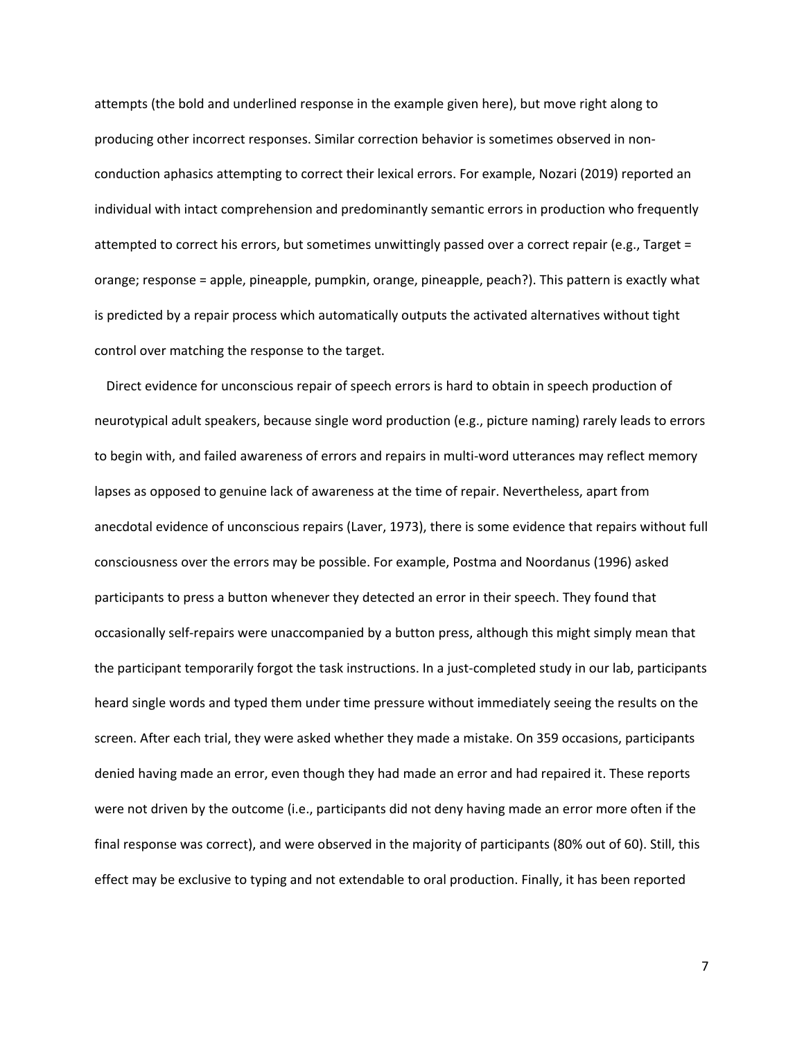attempts (the bold and underlined response in the example given here), but move right along to producing other incorrect responses. Similar correction behavior is sometimes observed in non-conduction aphasics attempting to correct their lexical errors. For example, Nozari (2019) reported an individual with intact comprehension and predominantly semantic errors in production who frequently attempted to correct his errors, but sometimes unwittingly passed over a correct repair (e.g., Target = orange; response = apple, pineapple, pumpkin, orange, pineapple, peach?). This pattern is exactly what is predicted by a repair process which automatically outputs the activated alternatives without tight control over matching the response to the target.

Direct evidence for unconscious repair of speech errors is hard to obtain in speech production of neurotypical adult speakers, because single word production (e.g., picture naming) rarely leads to errors to begin with, and failed awareness of errors and repairs in multi-word utterances may reflect memory lapses as opposed to genuine lack of awareness at the time of repair. Nevertheless, apart from anecdotal evidence of unconscious repairs (Laver, 1973), there is some evidence that repairs without full consciousness over the errors may be possible. For example, Postma and Noordanus (1996) asked participants to press a button whenever they detected an error in their speech. They found that occasionally self-repairs were unaccompanied by a button press, although this might simply mean that the participant temporarily forgot the task instructions. In a just-completed study in our lab, participants heard single words and typed them under time pressure without immediately seeing the results on the screen. After each trial, they were asked whether they made a mistake. On 359 occasions, participants denied having made an error, even though they had made an error and had repaired it. These reports were not driven by the outcome (i.e., participants did not deny having made an error more often if the final response was correct), and were observed in the majority of participants (80% out of 60). Still, this effect may be exclusive to typing and not extendable to oral production. Finally, it has been reported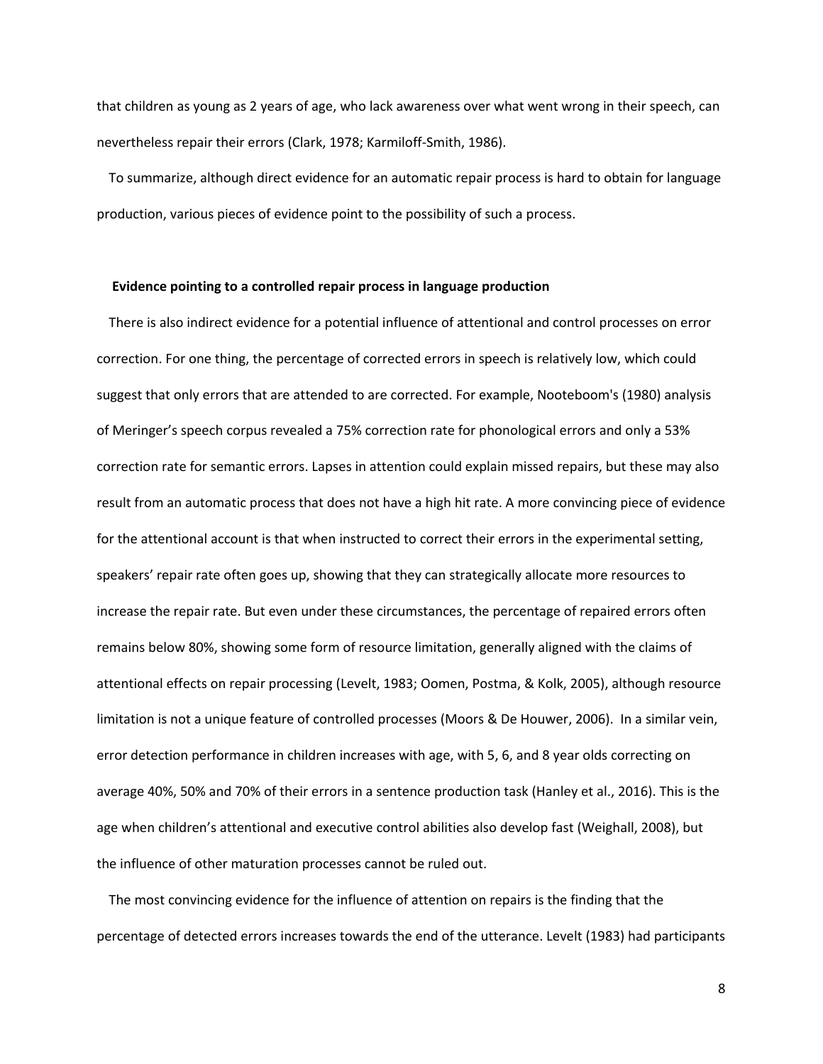that children as young as 2 years of age, who lack awareness over what went wrong in their speech, can nevertheless repair their errors (Clark, 1978; Karmiloff-Smith, 1986).

To summarize, although direct evidence for an automatic repair process is hard to obtain for language production, various pieces of evidence point to the possibility of such a process.

### Evidence pointing to a controlled repair process in language production

There is also indirect evidence for a potential influence of attentional and control processes on error correction. For one thing, the percentage of corrected errors in speech is relatively low, which could suggest that only errors that are attended to are corrected. For example, Nooteboom's (1980) analysis of Meringer's speech corpus revealed a 75% correction rate for phonological errors and only a 53% correction rate for semantic errors. Lapses in attention could explain missed repairs, but these may also result from an automatic process that does not have a high hit rate. A more convincing piece of evidence for the attentional account is that when instructed to correct their errors in the experimental setting, speakers' repair rate often goes up, showing that they can strategically allocate more resources to increase the repair rate. But even under these circumstances, the percentage of repaired errors often remains below 80%, showing some form of resource limitation, generally aligned with the claims of attentional effects on repair processing (Levelt, 1983; Oomen, Postma, & Kolk, 2005), although resource limitation is not a unique feature of controlled processes (Moors & De Houwer, 2006). In a similar vein, error detection performance in children increases with age, with 5, 6, and 8 year olds correcting on average 40%, 50% and 70% of their errors in a sentence production task (Hanley et al., 2016). This is the age when children's attentional and executive control abilities also develop fast (Weighall, 2008), but the influence of other maturation processes cannot be ruled out.

The most convincing evidence for the influence of attention on repairs is the finding that the percentage of detected errors increases towards the end of the utterance. Levelt (1983) had participants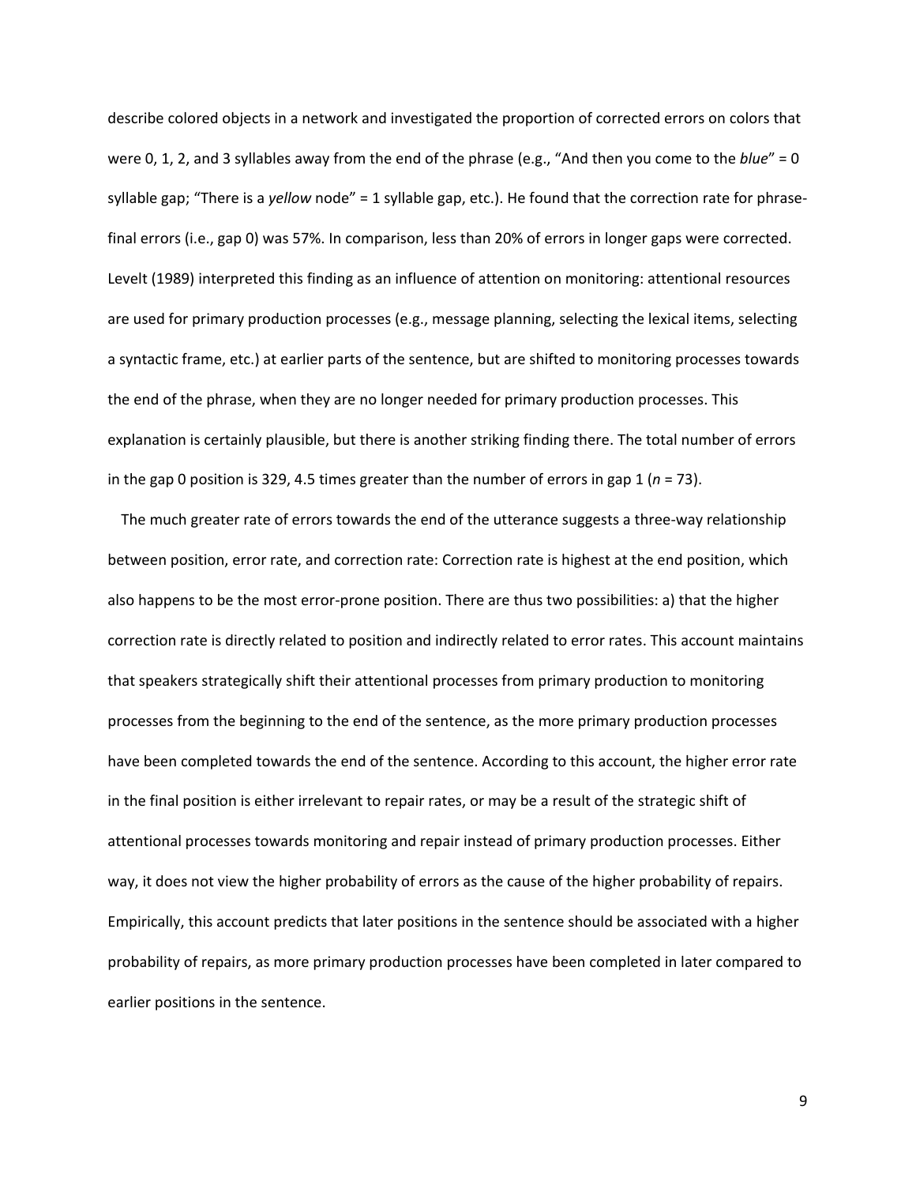describe colored objects in a network and investigated the proportion of corrected errors on colors that were 0, 1, 2, and 3 syllables away from the end of the phrase (e.g., "And then you come to the *blue*" = 0 syllable gap; "There is a *yellow* node" = 1 syllable gap, etc.). He found that the correction rate for phrase-final errors (i.e., gap 0) was 57%. In comparison, less than 20% of errors in longer gaps were corrected. Levelt (1989) interpreted this finding as an influence of attention on monitoring: attentional resources are used for primary production processes (e.g., message planning, selecting the lexical items, selecting a syntactic frame, etc.) at earlier parts of the sentence, but are shifted to monitoring processes towards the end of the phrase, when they are no longer needed for primary production processes. This explanation is certainly plausible, but there is another striking finding there. The total number of errors in the gap 0 position is 329, 4.5 times greater than the number of errors in gap 1 (*n* = 73).

The much greater rate of errors towards the end of the utterance suggests a three-way relationship between position, error rate, and correction rate: Correction rate is highest at the end position, which also happens to be the most error-prone position. There are thus two possibilities: a) that the higher correction rate is directly related to position and indirectly related to error rates. This account maintains that speakers strategically shift their attentional processes from primary production to monitoring processes from the beginning to the end of the sentence, as the more primary production processes have been completed towards the end of the sentence. According to this account, the higher error rate in the final position is either irrelevant to repair rates, or may be a result of the strategic shift of attentional processes towards monitoring and repair instead of primary production processes. Either way, it does not view the higher probability of errors as the cause of the higher probability of repairs. Empirically, this account predicts that later positions in the sentence should be associated with a higher probability of repairs, as more primary production processes have been completed in later compared to earlier positions in the sentence.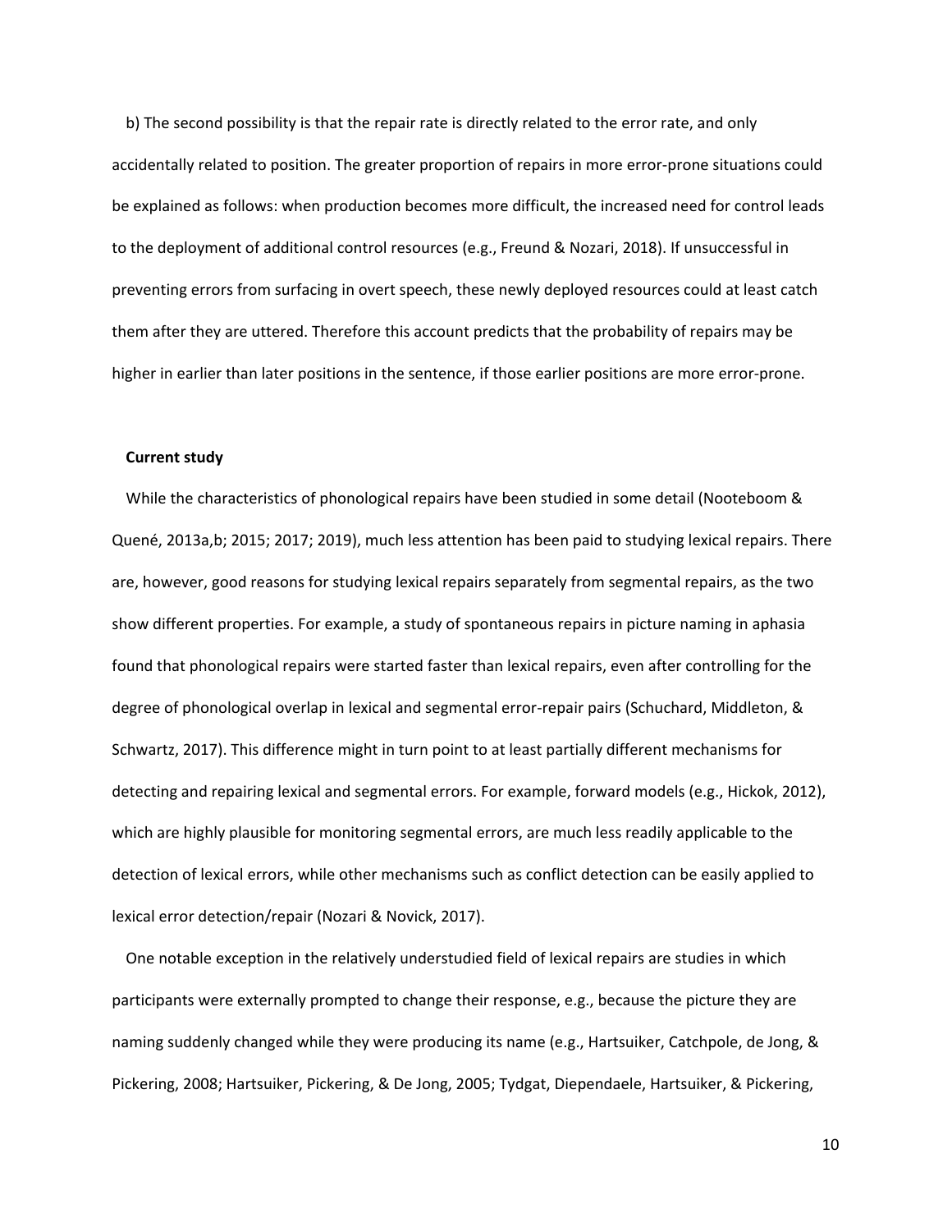b) The second possibility is that the repair rate is directly related to the error rate, and only accidentally related to position. The greater proportion of repairs in more error-prone situations could be explained as follows: when production becomes more difficult, the increased need for control leads to the deployment of additional control resources (e.g., Freund & Nozari, 2018). If unsuccessful in preventing errors from surfacing in overt speech, these newly deployed resources could at least catch them after they are uttered. Therefore this account predicts that the probability of repairs may be higher in earlier than later positions in the sentence, if those earlier positions are more error-prone.

**Current study**

While the characteristics of phonological repairs have been studied in some detail (Nooteboom & Quené, 2013a,b; 2015; 2017; 2019), much less attention has been paid to studying lexical repairs. There are, however, good reasons for studying lexical repairs separately from segmental repairs, as the two show different properties. For example, a study of spontaneous repairs in picture naming in aphasia found that phonological repairs were started faster than lexical repairs, even after controlling for the degree of phonological overlap in lexical and segmental error-repair pairs (Schuchard, Middleton, & Schwartz, 2017). This difference might in turn point to at least partially different mechanisms for detecting and repairing lexical and segmental errors. For example, forward models (e.g., Hickok, 2012), which are highly plausible for monitoring segmental errors, are much less readily applicable to the detection of lexical errors, while other mechanisms such as conflict detection can be easily applied to lexical error detection/repair (Nozari & Novick, 2017).

One notable exception in the relatively understudied field of lexical repairs are studies in which participants were externally prompted to change their response, e.g., because the picture they are naming suddenly changed while they were producing its name (e.g., Hartsuiker, Catchpole, de Jong, & Pickering, 2008; Hartsuiker, Pickering, & De Jong, 2005; Tydgat, Diependaele, Hartsuiker, & Pickering,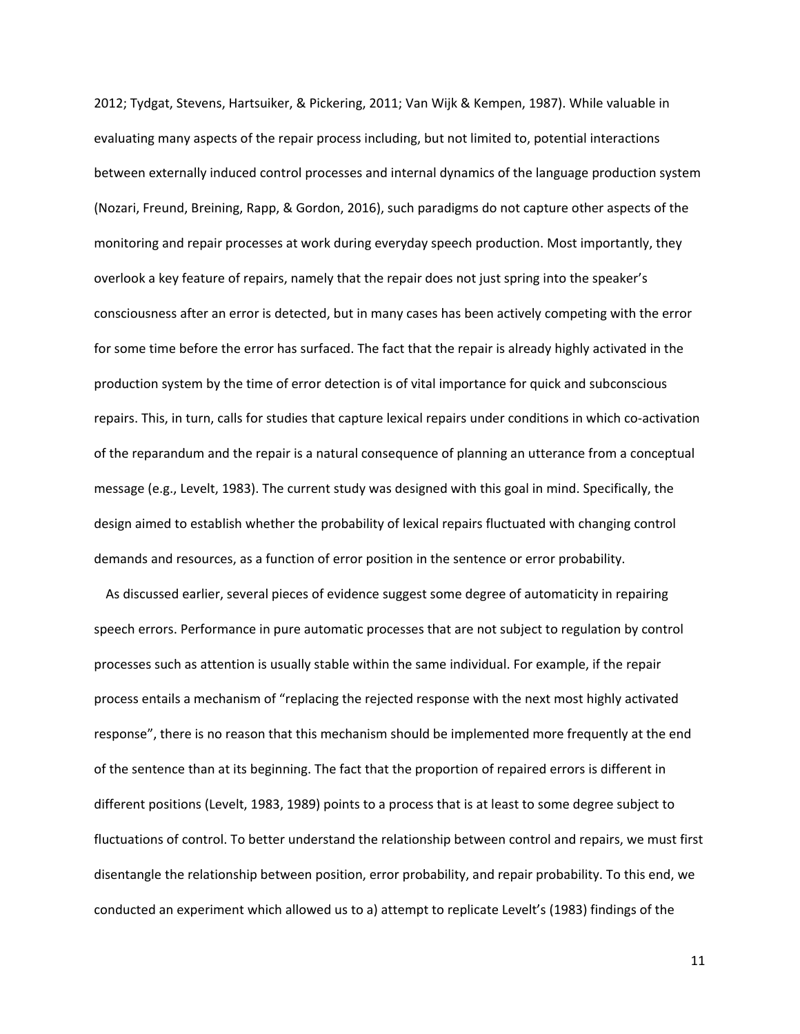2012; Tydgat, Stevens, Hartsuiker, & Pickering, 2011; Van Wijk & Kempen, 1987). While valuable in evaluating many aspects of the repair process including, but not limited to, potential interactions between externally induced control processes and internal dynamics of the language production system (Nozari, Freund, Breining, Rapp, & Gordon, 2016), such paradigms do not capture other aspects of the monitoring and repair processes at work during everyday speech production. Most importantly, they overlook a key feature of repairs, namely that the repair does not just spring into the speaker's consciousness after an error is detected, but in many cases has been actively competing with the error for some time before the error has surfaced. The fact that the repair is already highly activated in the production system by the time of error detection is of vital importance for quick and subconscious repairs. This, in turn, calls for studies that capture lexical repairs under conditions in which co-activation of the reparandum and the repair is a natural consequence of planning an utterance from a conceptual message (e.g., Levelt, 1983). The current study was designed with this goal in mind. Specifically, the design aimed to establish whether the probability of lexical repairs fluctuated with changing control demands and resources, as a function of error position in the sentence or error probability.

As discussed earlier, several pieces of evidence suggest some degree of automaticity in repairing speech errors. Performance in pure automatic processes that are not subject to regulation by control processes such as attention is usually stable within the same individual. For example, if the repair process entails a mechanism of "replacing the rejected response with the next most highly activated response", there is no reason that this mechanism should be implemented more frequently at the end of the sentence than at its beginning. The fact that the proportion of repaired errors is different in different positions (Levelt, 1983, 1989) points to a process that is at least to some degree subject to fluctuations of control. To better understand the relationship between control and repairs, we must first disentangle the relationship between position, error probability, and repair probability. To this end, we conducted an experiment which allowed us to a) attempt to replicate Levelt's (1983) findings of the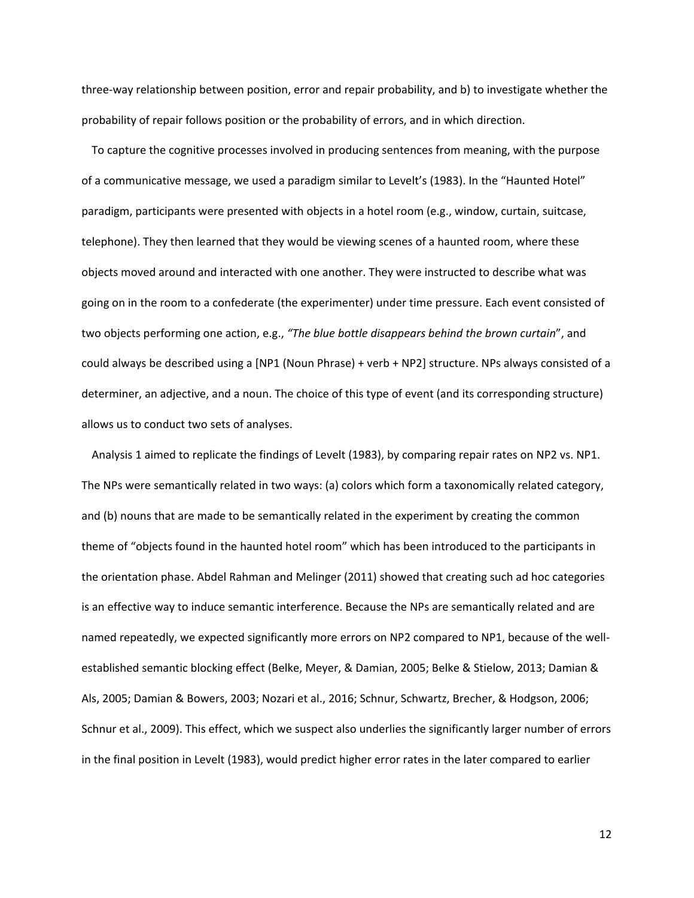three-way relationship between position, error and repair probability, and b) to investigate whether the probability of repair follows position or the probability of errors, and in which direction.

To capture the cognitive processes involved in producing sentences from meaning, with the purpose of a communicative message, we used a paradigm similar to Levelt's (1983). In the "Haunted Hotel" paradigm, participants were presented with objects in a hotel room (e.g., window, curtain, suitcase, telephone). They then learned that they would be viewing scenes of a haunted room, where these objects moved around and interacted with one another. They were instructed to describe what was going on in the room to a confederate (the experimenter) under time pressure. Each event consisted of two objects performing one action, e.g., *"The blue bottle disappears behind the brown curtain*", and could always be described using a [NP1 (Noun Phrase) + verb + NP2] structure. NPs always consisted of a determiner, an adjective, and a noun. The choice of this type of event (and its corresponding structure) allows us to conduct two sets of analyses.

Analysis 1 aimed to replicate the findings of Levelt (1983), by comparing repair rates on NP2 vs. NP1. The NPs were semantically related in two ways: (a) colors which form a taxonomically related category, and (b) nouns that are made to be semantically related in the experiment by creating the common theme of "objects found in the haunted hotel room" which has been introduced to the participants in the orientation phase. Abdel Rahman and Melinger (2011) showed that creating such ad hoc categories is an effective way to induce semantic interference. Because the NPs are semantically related and are named repeatedly, we expected significantly more errors on NP2 compared to NP1, because of the well-established semantic blocking effect (Belke, Meyer, & Damian, 2005; Belke & Stielow, 2013; Damian & Als, 2005; Damian & Bowers, 2003; Nozari et al., 2016; Schnur, Schwartz, Brecher, & Hodgson, 2006; Schnur et al., 2009). This effect, which we suspect also underlies the significantly larger number of errors in the final position in Levelt (1983), would predict higher error rates in the later compared to earlier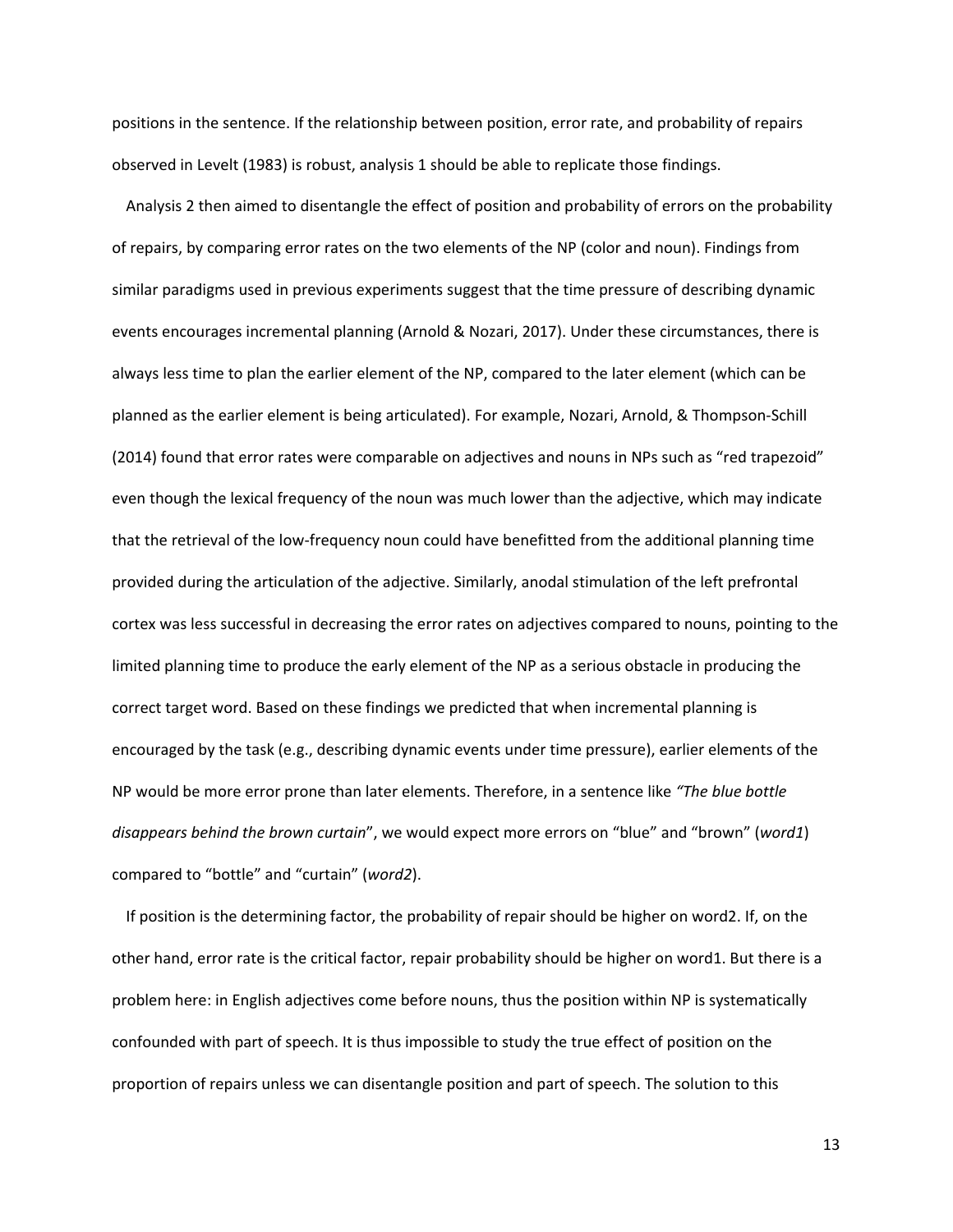positions in the sentence. If the relationship between position, error rate, and probability of repairs observed in Levelt (1983) is robust, analysis 1 should be able to replicate those findings.

Analysis 2 then aimed to disentangle the effect of position and probability of errors on the probability of repairs, by comparing error rates on the two elements of the NP (color and noun). Findings from similar paradigms used in previous experiments suggest that the time pressure of describing dynamic events encourages incremental planning (Arnold & Nozari, 2017). Under these circumstances, there is always less time to plan the earlier element of the NP, compared to the later element (which can be planned as the earlier element is being articulated). For example, Nozari, Arnold, & Thompson-Schill (2014) found that error rates were comparable on adjectives and nouns in NPs such as "red trapezoid" even though the lexical frequency of the noun was much lower than the adjective, which may indicate that the retrieval of the low-frequency noun could have benefitted from the additional planning time provided during the articulation of the adjective. Similarly, anodal stimulation of the left prefrontal cortex was less successful in decreasing the error rates on adjectives compared to nouns, pointing to the limited planning time to produce the early element of the NP as a serious obstacle in producing the correct target word. Based on these findings we predicted that when incremental planning is encouraged by the task (e.g., describing dynamic events under time pressure), earlier elements of the NP would be more error prone than later elements. Therefore, in a sentence like *"The blue bottle disappears behind the brown curtain*", we would expect more errors on "blue" and "brown" (*word1*) compared to "bottle" and "curtain" (*word2*).

If position is the determining factor, the probability of repair should be higher on word2. If, on the other hand, error rate is the critical factor, repair probability should be higher on word1. But there is a problem here: in English adjectives come before nouns, thus the position within NP is systematically confounded with part of speech. It is thus impossible to study the true effect of position on the proportion of repairs unless we can disentangle position and part of speech. The solution to this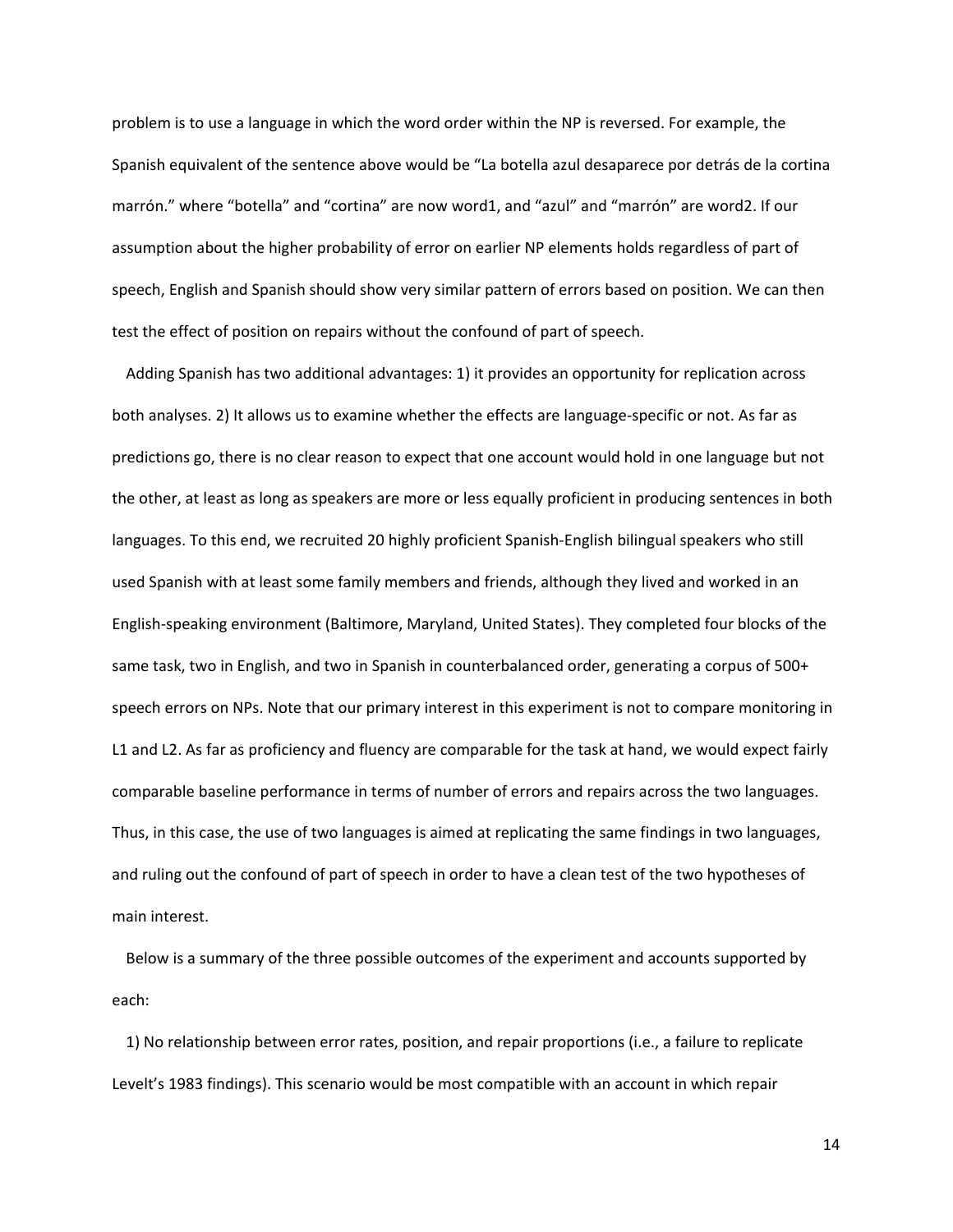problem is to use a language in which the word order within the NP is reversed. For example, the Spanish equivalent of the sentence above would be "La botella azul desaparece por detrás de la cortina marrón." where "botella" and "cortina" are now word1, and "azul" and "marrón" are word2. If our assumption about the higher probability of error on earlier NP elements holds regardless of part of speech, English and Spanish should show very similar pattern of errors based on position. We can then test the effect of position on repairs without the confound of part of speech.

Adding Spanish has two additional advantages: 1) it provides an opportunity for replication across both analyses. 2) It allows us to examine whether the effects are language-specific or not. As far as predictions go, there is no clear reason to expect that one account would hold in one language but not the other, at least as long as speakers are more or less equally proficient in producing sentences in both languages. To this end, we recruited 20 highly proficient Spanish-English bilingual speakers who still used Spanish with at least some family members and friends, although they lived and worked in an English-speaking environment (Baltimore, Maryland, United States). They completed four blocks of the same task, two in English, and two in Spanish in counterbalanced order, generating a corpus of 500+ speech errors on NPs. Note that our primary interest in this experiment is not to compare monitoring in L1 and L2. As far as proficiency and fluency are comparable for the task at hand, we would expect fairly comparable baseline performance in terms of number of errors and repairs across the two languages. Thus, in this case, the use of two languages is aimed at replicating the same findings in two languages, and ruling out the confound of part of speech in order to have a clean test of the two hypotheses of main interest.

Below is a summary of the three possible outcomes of the experiment and accounts supported by each:

1) No relationship between error rates, position, and repair proportions (i.e., a failure to replicate Levelt's 1983 findings). This scenario would be most compatible with an account in which repair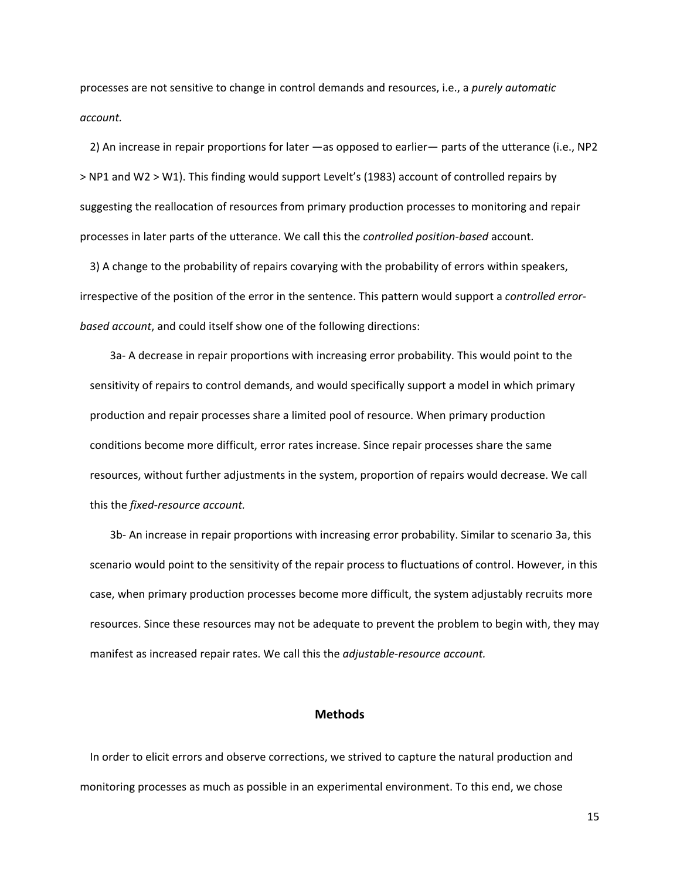processes are not sensitive to change in control demands and resources, i.e., a *purely automatic account.*

2) An increase in repair proportions for later —as opposed to earlier— parts of the utterance (i.e., NP2 > NP1 and W2 > W1). This finding would support Levelt's (1983) account of controlled repairs by suggesting the reallocation of resources from primary production processes to monitoring and repair processes in later parts of the utterance. We call this the *controlled position-based* account.

3) A change to the probability of repairs covarying with the probability of errors within speakers, irrespective of the position of the error in the sentence. This pattern would support a *controlled error-based account*, and could itself show one of the following directions:

3a- A decrease in repair proportions with increasing error probability. This would point to the sensitivity of repairs to control demands, and would specifically support a model in which primary production and repair processes share a limited pool of resource. When primary production conditions become more difficult, error rates increase. Since repair processes share the same resources, without further adjustments in the system, proportion of repairs would decrease. We call this the *fixed-resource account.*

3b- An increase in repair proportions with increasing error probability. Similar to scenario 3a, this scenario would point to the sensitivity of the repair process to fluctuations of control. However, in this case, when primary production processes become more difficult, the system adjustably recruits more resources. Since these resources may not be adequate to prevent the problem to begin with, they may manifest as increased repair rates. We call this the *adjustable-resource account.*

## Methods

In order to elicit errors and observe corrections, we strived to capture the natural production and monitoring processes as much as possible in an experimental environment. To this end, we chose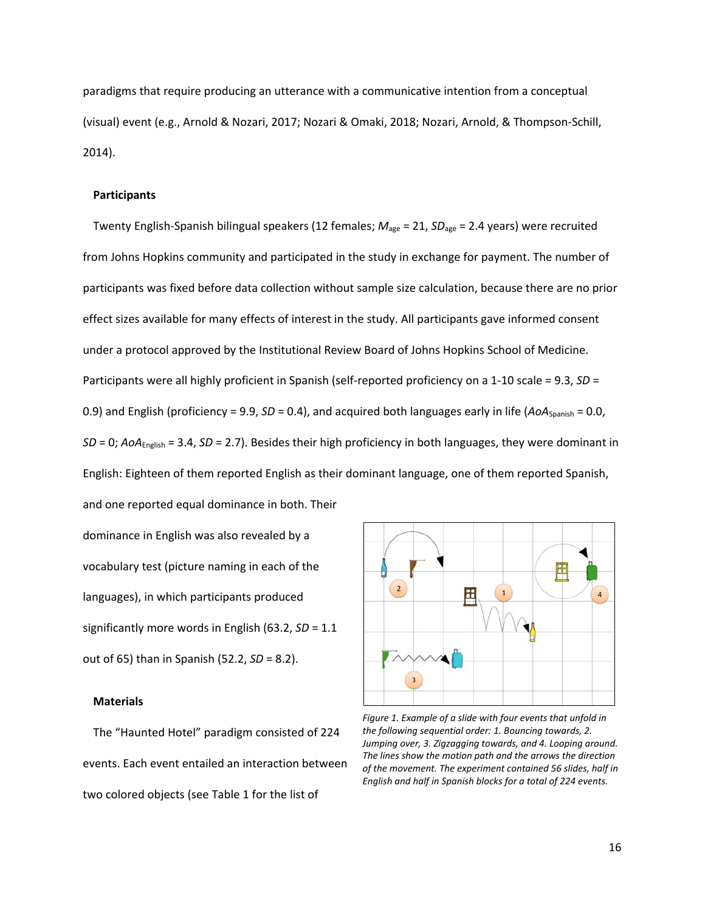paradigms that require producing an utterance with a communicative intention from a conceptual (visual) event (e.g., Arnold & Nozari, 2017; Nozari & Omaki, 2018; Nozari, Arnold, & Thompson-Schill, 2014).

### Participants

Twenty English-Spanish bilingual speakers (12 females; $M_{age}$ = 21, $SD_{age}$ = 2.4 years) were recruited from Johns Hopkins community and participated in the study in exchange for payment. The number of participants was fixed before data collection without sample size calculation, because there are no prior effect sizes available for many effects of interest in the study. All participants gave informed consent under a protocol approved by the Institutional Review Board of Johns Hopkins School of Medicine. Participants were all highly proficient in Spanish (self-reported proficiency on a 1-10 scale = 9.3, *SD* = 0.9) and English (proficiency = 9.9, *SD* = 0.4), and acquired both languages early in life ($AoA_{Spanish}$ = 0.0, *SD* = 0; $AoA_{English}$ = 3.4, *SD* = 2.7). Besides their high proficiency in both languages, they were dominant in English: Eighteen of them reported English as their dominant language, one of them reported Spanish, and one reported equal dominance in both. Their dominance in English was also revealed by a vocabulary test (picture naming in each of the languages), in which participants produced significantly more words in English (63.2, *SD* = 1.1 out of 65) than in Spanish (52.2, *SD* = 8.2).

*Figure 1. Example of a slide with four events that unfold in the following sequential order: 1. Bouncing towards, 2. Jumping over, 3. Zigzagging towards, and 4. Looping around. The lines show the motion path and the arrows the direction of the movement. The experiment contained 56 slides, half in English and half in Spanish blocks for a total of 224 events.*

### Materials

The "Haunted Hotel" paradigm consisted of 224 events. Each event entailed an interaction between two colored objects (see Table 1 for the list of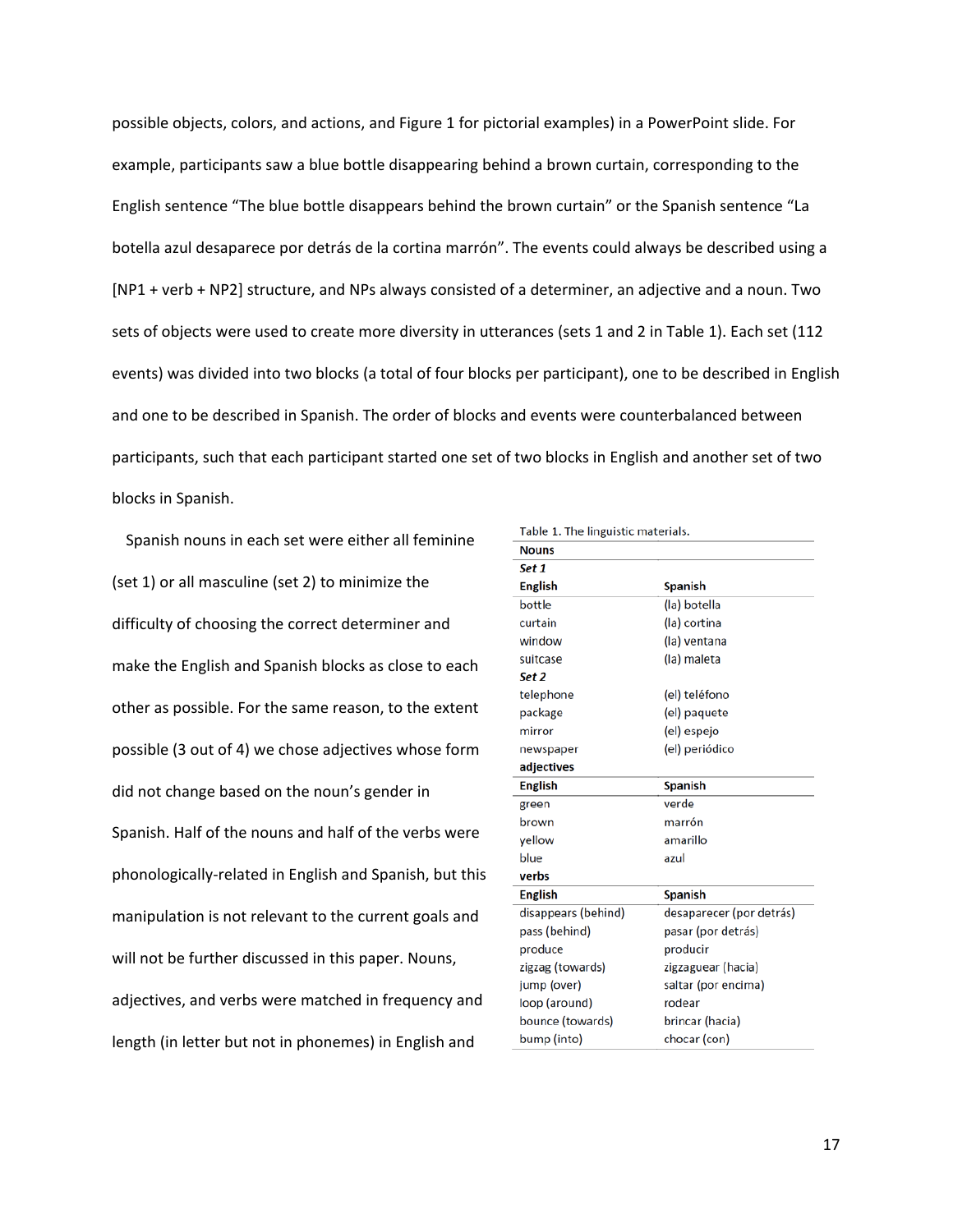possible objects, colors, and actions, and Figure 1 for pictorial examples) in a PowerPoint slide. For example, participants saw a blue bottle disappearing behind a brown curtain, corresponding to the English sentence "The blue bottle disappears behind the brown curtain" or the Spanish sentence "La botella azul desaparece por detrás de la cortina marrón". The events could always be described using a [NP1 + verb + NP2] structure, and NPs always consisted of a determiner, an adjective and a noun. Two sets of objects were used to create more diversity in utterances (sets 1 and 2 in Table 1). Each set (112 events) was divided into two blocks (a total of four blocks per participant), one to be described in English and one to be described in Spanish. The order of blocks and events were counterbalanced between participants, such that each participant started one set of two blocks in English and another set of two blocks in Spanish.

Spanish nouns in each set were either all feminine (set 1) or all masculine (set 2) to minimize the difficulty of choosing the correct determiner and make the English and Spanish blocks as close to each other as possible. For the same reason, to the extent possible (3 out of 4) we chose adjectives whose form did not change based on the noun's gender in Spanish. Half of the nouns and half of the verbs were phonologically-related in English and Spanish, but this manipulation is not relevant to the current goals and will not be further discussed in this paper. Nouns, adjectives, and verbs were matched in frequency and length (in letter but not in phonemes) in English and

Table 1. The linguistic materials.

| **Nouns** | |
|---|---|
| ***Set 1*** | |
| **English** | **Spanish** |
| bottle | (la) botella |
| curtain | (la) cortina |
| window | (la) ventana |
| suitcase | (la) maleta |
| ***Set 2*** | |
| telephone | (el) teléfono |
| package | (el) paquete |
| mirror | (el) espejo |
| newspaper | (el) periódico |
| **adjectives** | |
| **English** | **Spanish** |
| green | verde |
| brown | marrón |
| yellow | amarillo |
| blue | azul |
| **verbs** | |
| **English** | **Spanish** |
| disappears (behind) | desaparecer (por detrás) |
| pass (behind) | pasar (por detrás) |
| produce | producir |
| zigzag (towards) | zigzaguear (hacia) |
| jump (over) | saltar (por encima) |
| loop (around) | rodear |
| bounce (towards) | brincar (hacia) |
| bump (into) | chocar (con) |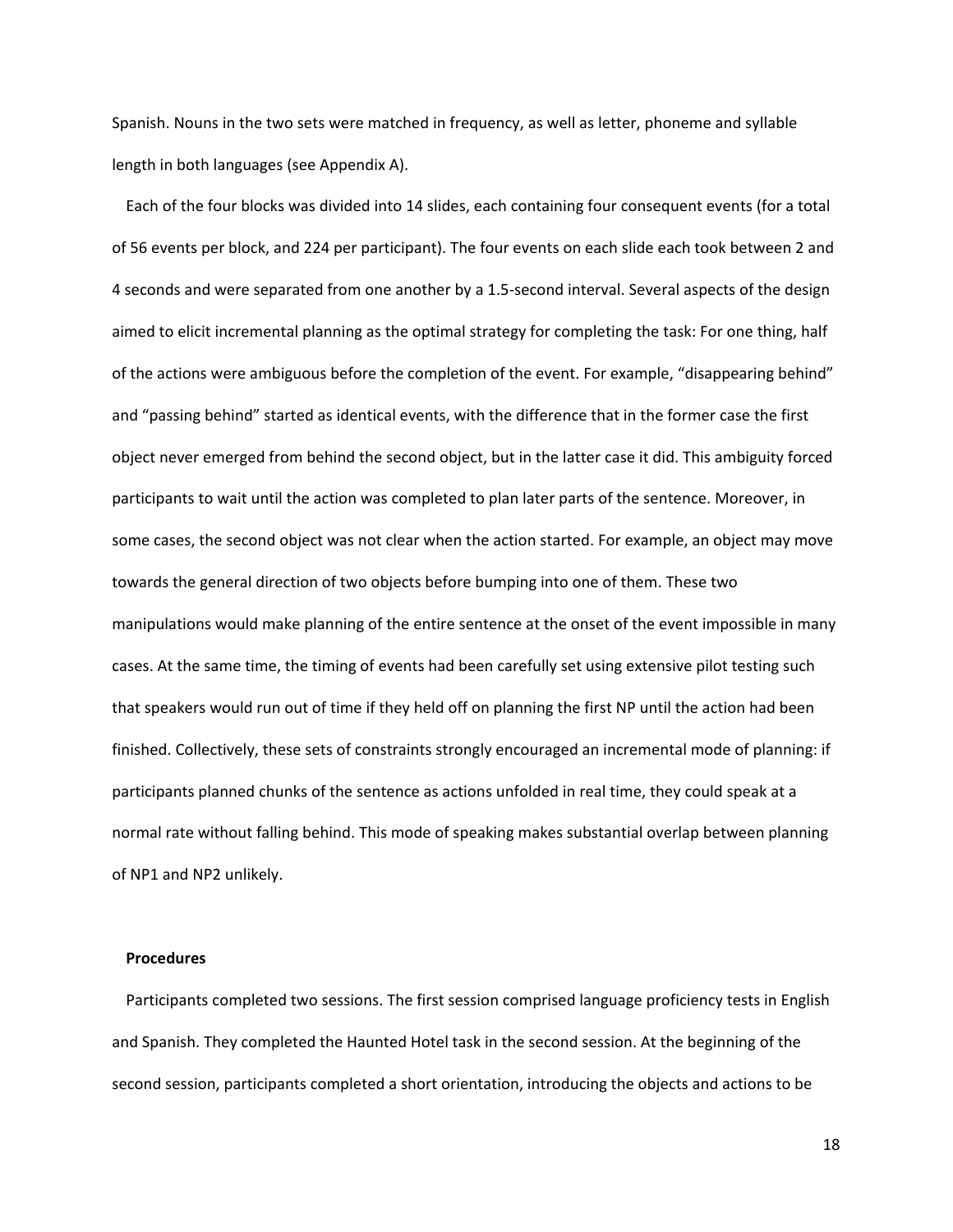Spanish. Nouns in the two sets were matched in frequency, as well as letter, phoneme and syllable length in both languages (see Appendix A).

Each of the four blocks was divided into 14 slides, each containing four consequent events (for a total of 56 events per block, and 224 per participant). The four events on each slide each took between 2 and 4 seconds and were separated from one another by a 1.5-second interval. Several aspects of the design aimed to elicit incremental planning as the optimal strategy for completing the task: For one thing, half of the actions were ambiguous before the completion of the event. For example, "disappearing behind" and "passing behind" started as identical events, with the difference that in the former case the first object never emerged from behind the second object, but in the latter case it did. This ambiguity forced participants to wait until the action was completed to plan later parts of the sentence. Moreover, in some cases, the second object was not clear when the action started. For example, an object may move towards the general direction of two objects before bumping into one of them. These two manipulations would make planning of the entire sentence at the onset of the event impossible in many cases. At the same time, the timing of events had been carefully set using extensive pilot testing such that speakers would run out of time if they held off on planning the first NP until the action had been finished. Collectively, these sets of constraints strongly encouraged an incremental mode of planning: if participants planned chunks of the sentence as actions unfolded in real time, they could speak at a normal rate without falling behind. This mode of speaking makes substantial overlap between planning of NP1 and NP2 unlikely.

**Procedures**

Participants completed two sessions. The first session comprised language proficiency tests in English and Spanish. They completed the Haunted Hotel task in the second session. At the beginning of the second session, participants completed a short orientation, introducing the objects and actions to be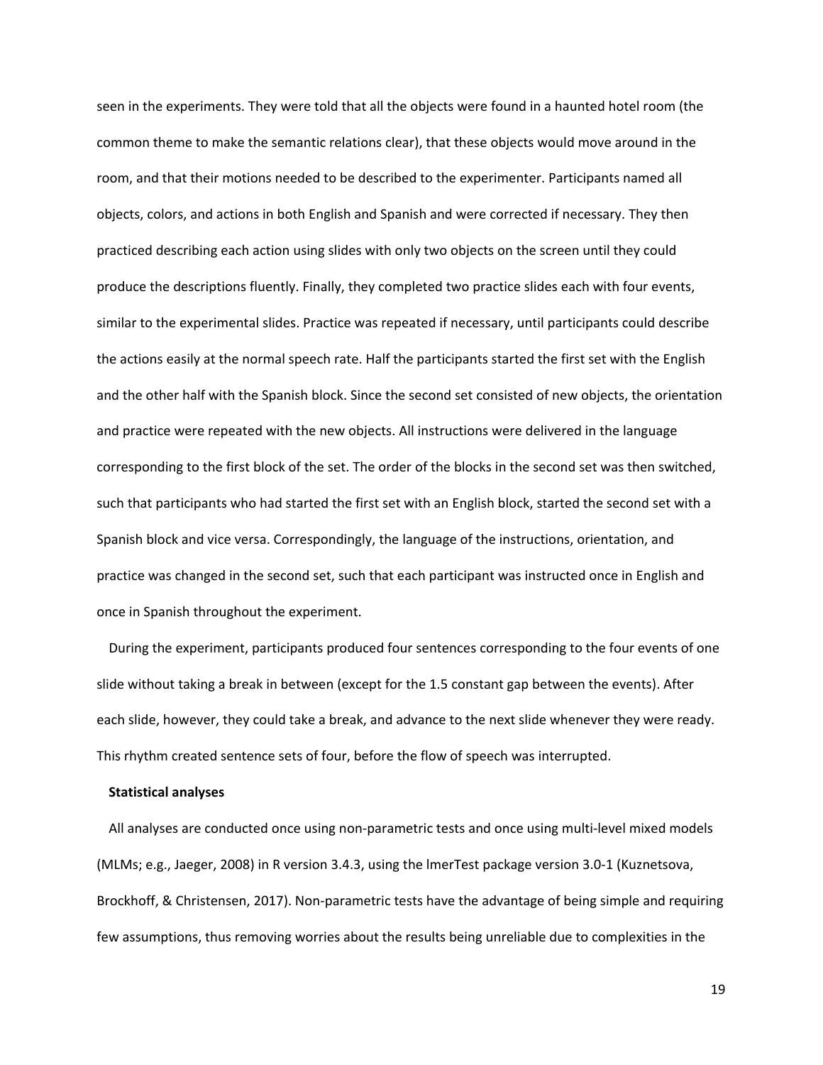seen in the experiments. They were told that all the objects were found in a haunted hotel room (the common theme to make the semantic relations clear), that these objects would move around in the room, and that their motions needed to be described to the experimenter. Participants named all objects, colors, and actions in both English and Spanish and were corrected if necessary. They then practiced describing each action using slides with only two objects on the screen until they could produce the descriptions fluently. Finally, they completed two practice slides each with four events, similar to the experimental slides. Practice was repeated if necessary, until participants could describe the actions easily at the normal speech rate. Half the participants started the first set with the English and the other half with the Spanish block. Since the second set consisted of new objects, the orientation and practice were repeated with the new objects. All instructions were delivered in the language corresponding to the first block of the set. The order of the blocks in the second set was then switched, such that participants who had started the first set with an English block, started the second set with a Spanish block and vice versa. Correspondingly, the language of the instructions, orientation, and practice was changed in the second set, such that each participant was instructed once in English and once in Spanish throughout the experiment.

During the experiment, participants produced four sentences corresponding to the four events of one slide without taking a break in between (except for the 1.5 constant gap between the events). After each slide, however, they could take a break, and advance to the next slide whenever they were ready. This rhythm created sentence sets of four, before the flow of speech was interrupted.

**Statistical analyses**

All analyses are conducted once using non-parametric tests and once using multi-level mixed models (MLMs; e.g., Jaeger, 2008) in R version 3.4.3, using the lmerTest package version 3.0-1 (Kuznetsova, Brockhoff, & Christensen, 2017). Non-parametric tests have the advantage of being simple and requiring few assumptions, thus removing worries about the results being unreliable due to complexities in the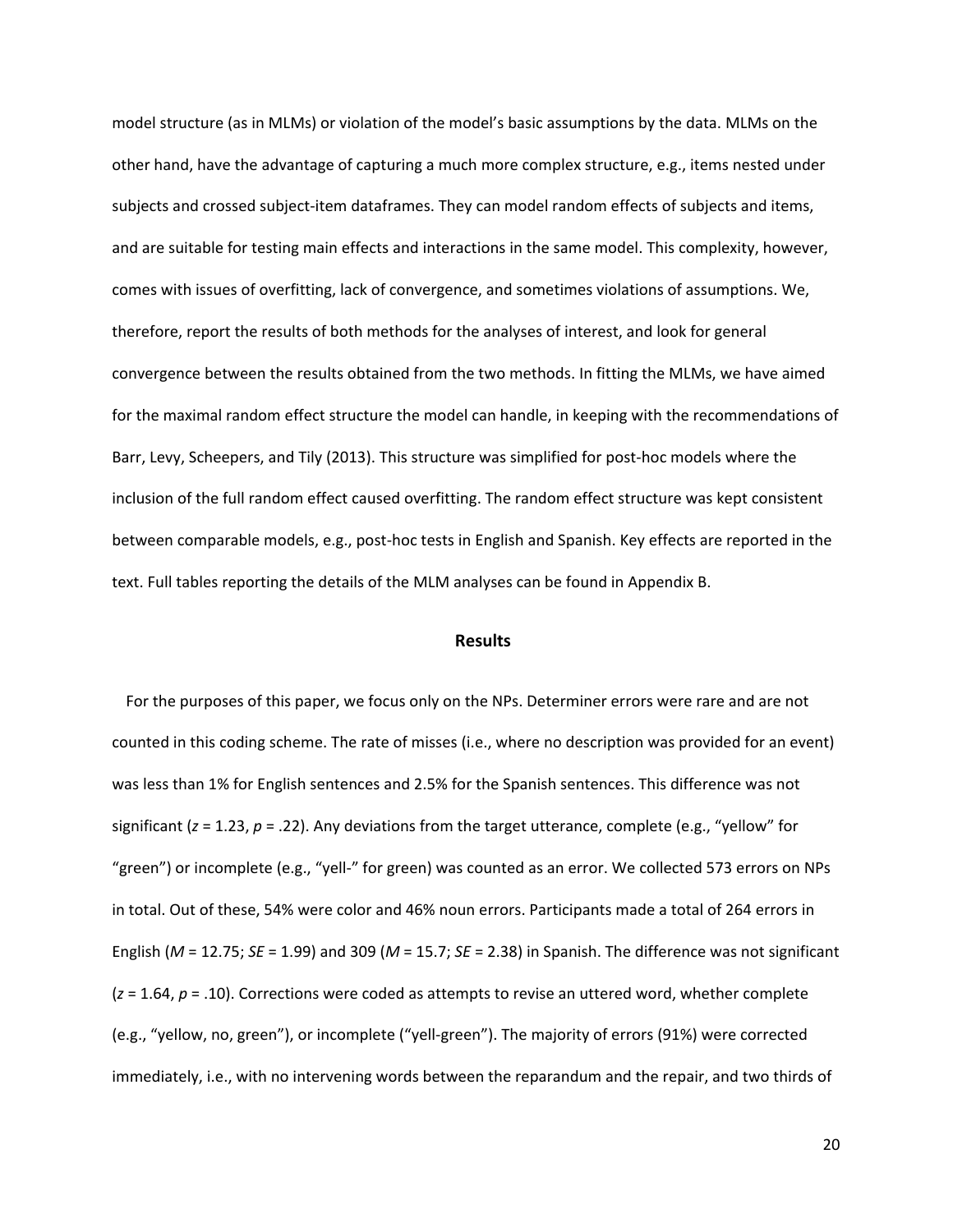model structure (as in MLMs) or violation of the model's basic assumptions by the data. MLMs on the other hand, have the advantage of capturing a much more complex structure, e.g., items nested under subjects and crossed subject-item dataframes. They can model random effects of subjects and items, and are suitable for testing main effects and interactions in the same model. This complexity, however, comes with issues of overfitting, lack of convergence, and sometimes violations of assumptions. We, therefore, report the results of both methods for the analyses of interest, and look for general convergence between the results obtained from the two methods. In fitting the MLMs, we have aimed for the maximal random effect structure the model can handle, in keeping with the recommendations of Barr, Levy, Scheepers, and Tily (2013). This structure was simplified for post-hoc models where the inclusion of the full random effect caused overfitting. The random effect structure was kept consistent between comparable models, e.g., post-hoc tests in English and Spanish. Key effects are reported in the text. Full tables reporting the details of the MLM analyses can be found in Appendix B.

## Results

For the purposes of this paper, we focus only on the NPs. Determiner errors were rare and are not counted in this coding scheme. The rate of misses (i.e., where no description was provided for an event) was less than 1% for English sentences and 2.5% for the Spanish sentences. This difference was not significant ($z$ = 1.23, $p$ = .22). Any deviations from the target utterance, complete (e.g., "yellow" for "green") or incomplete (e.g., "yell-" for green) was counted as an error. We collected 573 errors on NPs in total. Out of these, 54% were color and 46% noun errors. Participants made a total of 264 errors in English ($M$ = 12.75; $SE$ = 1.99) and 309 ($M$ = 15.7; $SE$ = 2.38) in Spanish. The difference was not significant ($z$ = 1.64, $p$ = .10). Corrections were coded as attempts to revise an uttered word, whether complete (e.g., "yellow, no, green"), or incomplete ("yell-green"). The majority of errors (91%) were corrected immediately, i.e., with no intervening words between the reparandum and the repair, and two thirds of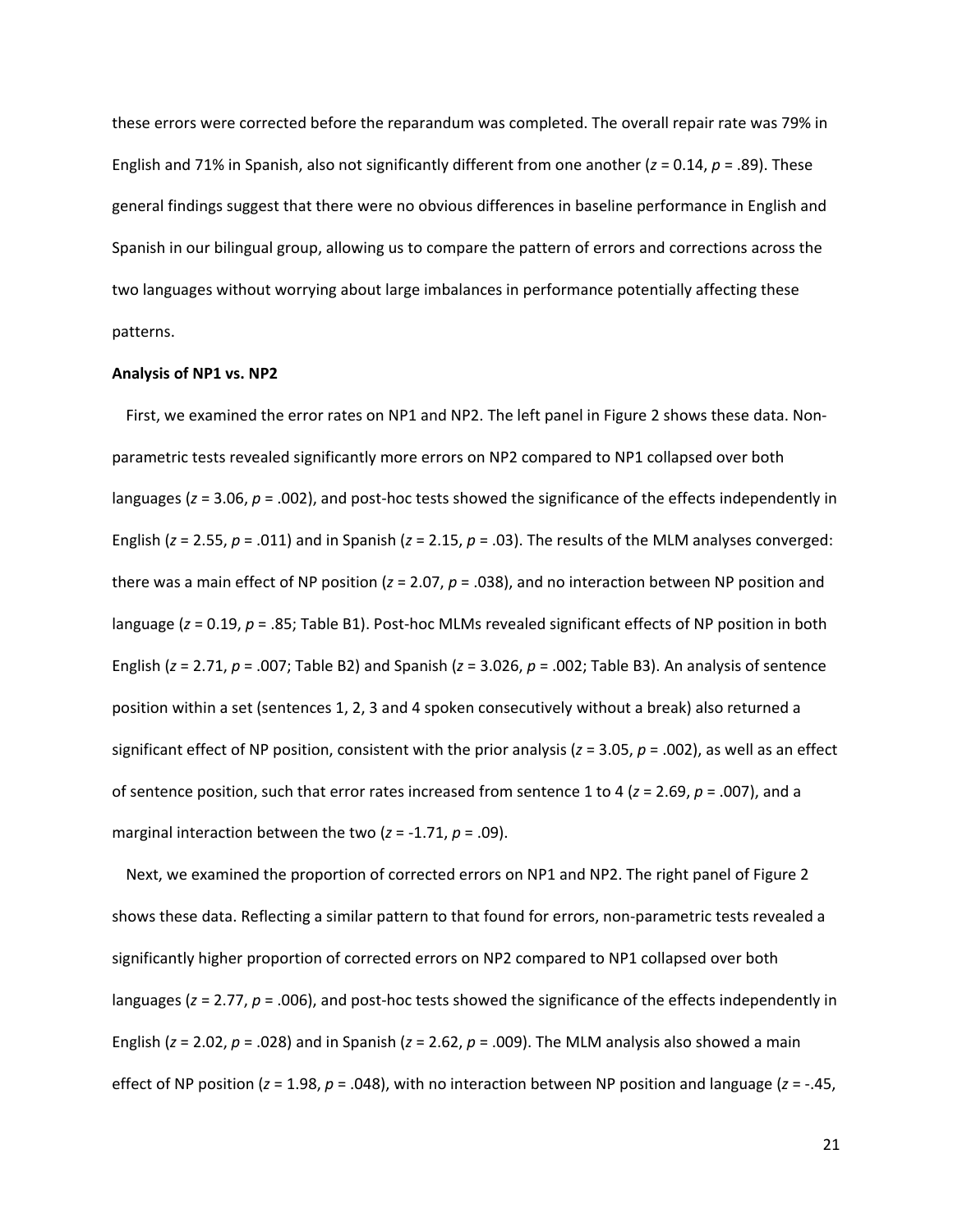these errors were corrected before the reparandum was completed. The overall repair rate was 79% in English and 71% in Spanish, also not significantly different from one another ($z$ = 0.14, $p$ = .89). These general findings suggest that there were no obvious differences in baseline performance in English and Spanish in our bilingual group, allowing us to compare the pattern of errors and corrections across the two languages without worrying about large imbalances in performance potentially affecting these patterns.

**Analysis of NP1 vs. NP2**

First, we examined the error rates on NP1 and NP2. The left panel in Figure 2 shows these data. Non-parametric tests revealed significantly more errors on NP2 compared to NP1 collapsed over both languages ($z$ = 3.06, $p$ = .002), and post-hoc tests showed the significance of the effects independently in English ($z$ = 2.55, $p$ = .011) and in Spanish ($z$ = 2.15, $p$ = .03). The results of the MLM analyses converged: there was a main effect of NP position ($z$ = 2.07, $p$ = .038), and no interaction between NP position and language ($z$ = 0.19, $p$ = .85; Table B1). Post-hoc MLMs revealed significant effects of NP position in both English ($z$ = 2.71, $p$ = .007; Table B2) and Spanish ($z$ = 3.026, $p$ = .002; Table B3). An analysis of sentence position within a set (sentences 1, 2, 3 and 4 spoken consecutively without a break) also returned a significant effect of NP position, consistent with the prior analysis ($z$ = 3.05, $p$ = .002), as well as an effect of sentence position, such that error rates increased from sentence 1 to 4 ($z$ = 2.69, $p$ = .007), and a marginal interaction between the two ($z$ = -1.71, $p$ = .09).

Next, we examined the proportion of corrected errors on NP1 and NP2. The right panel of Figure 2 shows these data. Reflecting a similar pattern to that found for errors, non-parametric tests revealed a significantly higher proportion of corrected errors on NP2 compared to NP1 collapsed over both languages ($z$ = 2.77, $p$ = .006), and post-hoc tests showed the significance of the effects independently in English ($z$ = 2.02, $p$ = .028) and in Spanish ($z$ = 2.62, $p$ = .009). The MLM analysis also showed a main effect of NP position ($z$ = 1.98, $p$ = .048), with no interaction between NP position and language ($z$ = -.45,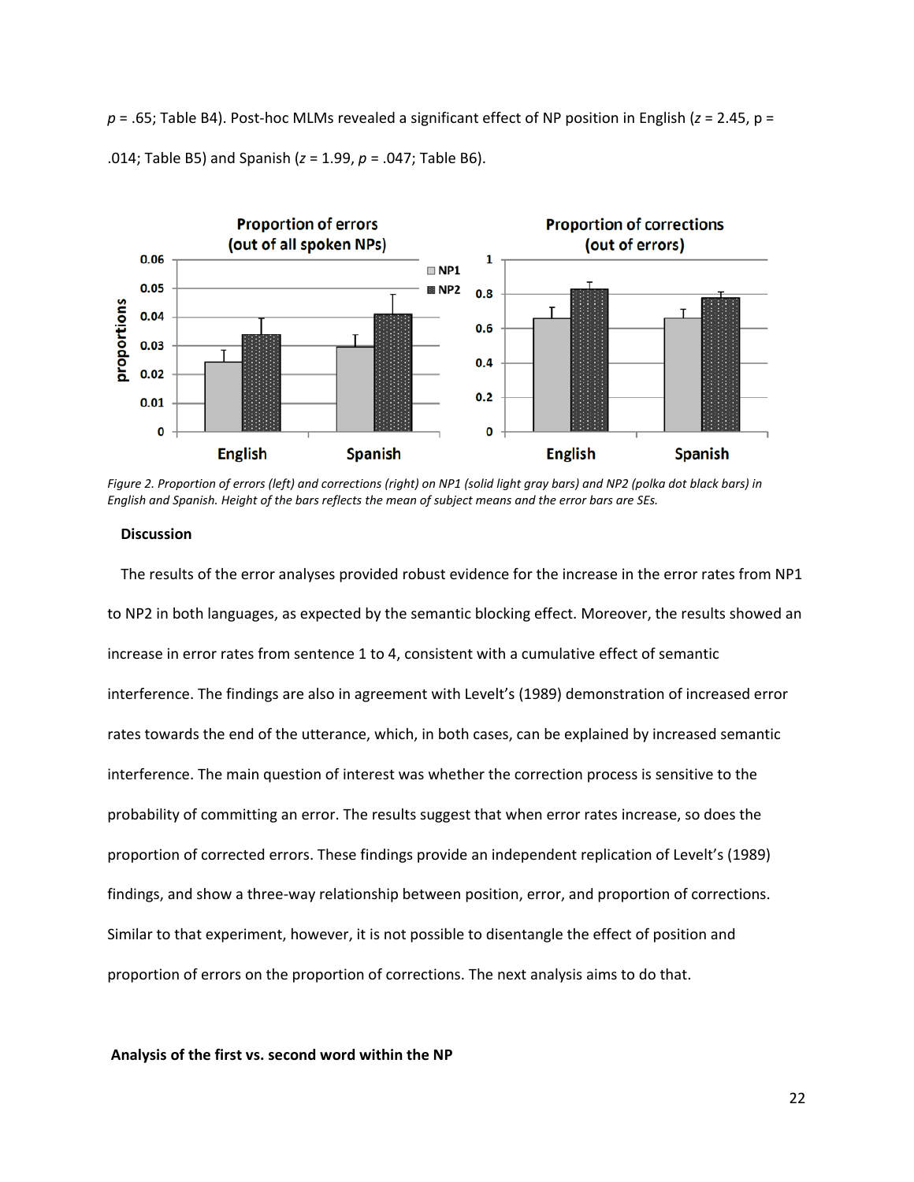$p$ = .65; Table B4). Post-hoc MLMs revealed a significant effect of NP position in English ($z$ = 2.45, p = .014; Table B5) and Spanish ($z$ = 1.99, $p$ = .047; Table B6).

*Figure 2. Proportion of errors (left) and corrections (right) on NP1 (solid light gray bars) and NP2 (polka dot black bars) in English and Spanish. Height of the bars reflects the mean of subject means and the error bars are SEs.*

**Discussion**

The results of the error analyses provided robust evidence for the increase in the error rates from NP1 to NP2 in both languages, as expected by the semantic blocking effect. Moreover, the results showed an increase in error rates from sentence 1 to 4, consistent with a cumulative effect of semantic interference. The findings are also in agreement with Levelt's (1989) demonstration of increased error rates towards the end of the utterance, which, in both cases, can be explained by increased semantic interference. The main question of interest was whether the correction process is sensitive to the probability of committing an error. The results suggest that when error rates increase, so does the proportion of corrected errors. These findings provide an independent replication of Levelt's (1989) findings, and show a three-way relationship between position, error, and proportion of corrections. Similar to that experiment, however, it is not possible to disentangle the effect of position and proportion of errors on the proportion of corrections. The next analysis aims to do that.

**Analysis of the first vs. second word within the NP**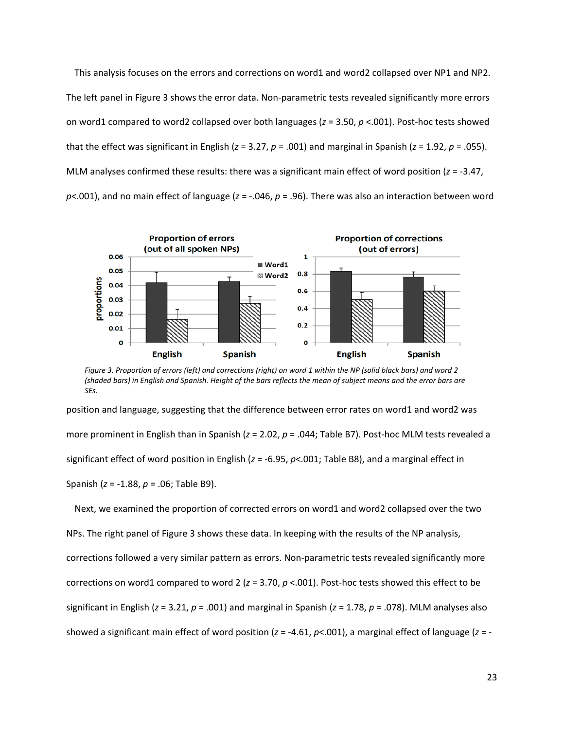This analysis focuses on the errors and corrections on word1 and word2 collapsed over NP1 and NP2. The left panel in Figure 3 shows the error data. Non-parametric tests revealed significantly more errors on word1 compared to word2 collapsed over both languages ($z$ = 3.50, $p$ <.001). Post-hoc tests showed that the effect was significant in English ($z$ = 3.27, $p$ = .001) and marginal in Spanish ($z$ = 1.92, $p$ = .055). MLM analyses confirmed these results: there was a significant main effect of word position ($z$ = -3.47, $p$<.001), and no main effect of language ($z$ = -.046, $p$ = .96). There was also an interaction between word position and language, suggesting that the difference between error rates on word1 and word2 was more prominent in English than in Spanish ($z$ = 2.02, $p$ = .044; Table B7). Post-hoc MLM tests revealed a significant effect of word position in English ($z$ = -6.95, $p$<.001; Table B8), and a marginal effect in Spanish ($z$ = -1.88, $p$ = .06; Table B9).

*Figure 3. Proportion of errors (left) and corrections (right) on word 1 within the NP (solid black bars) and word 2 (shaded bars) in English and Spanish. Height of the bars reflects the mean of subject means and the error bars are SEs.*

Next, we examined the proportion of corrected errors on word1 and word2 collapsed over the two NPs. The right panel of Figure 3 shows these data. In keeping with the results of the NP analysis, corrections followed a very similar pattern as errors. Non-parametric tests revealed significantly more corrections on word1 compared to word 2 ($z$ = 3.70, $p$ <.001). Post-hoc tests showed this effect to be significant in English ($z$ = 3.21, $p$ = .001) and marginal in Spanish ($z$ = 1.78, $p$ = .078). MLM analyses also showed a significant main effect of word position ($z$ = -4.61, $p$<.001), a marginal effect of language ($z$ = -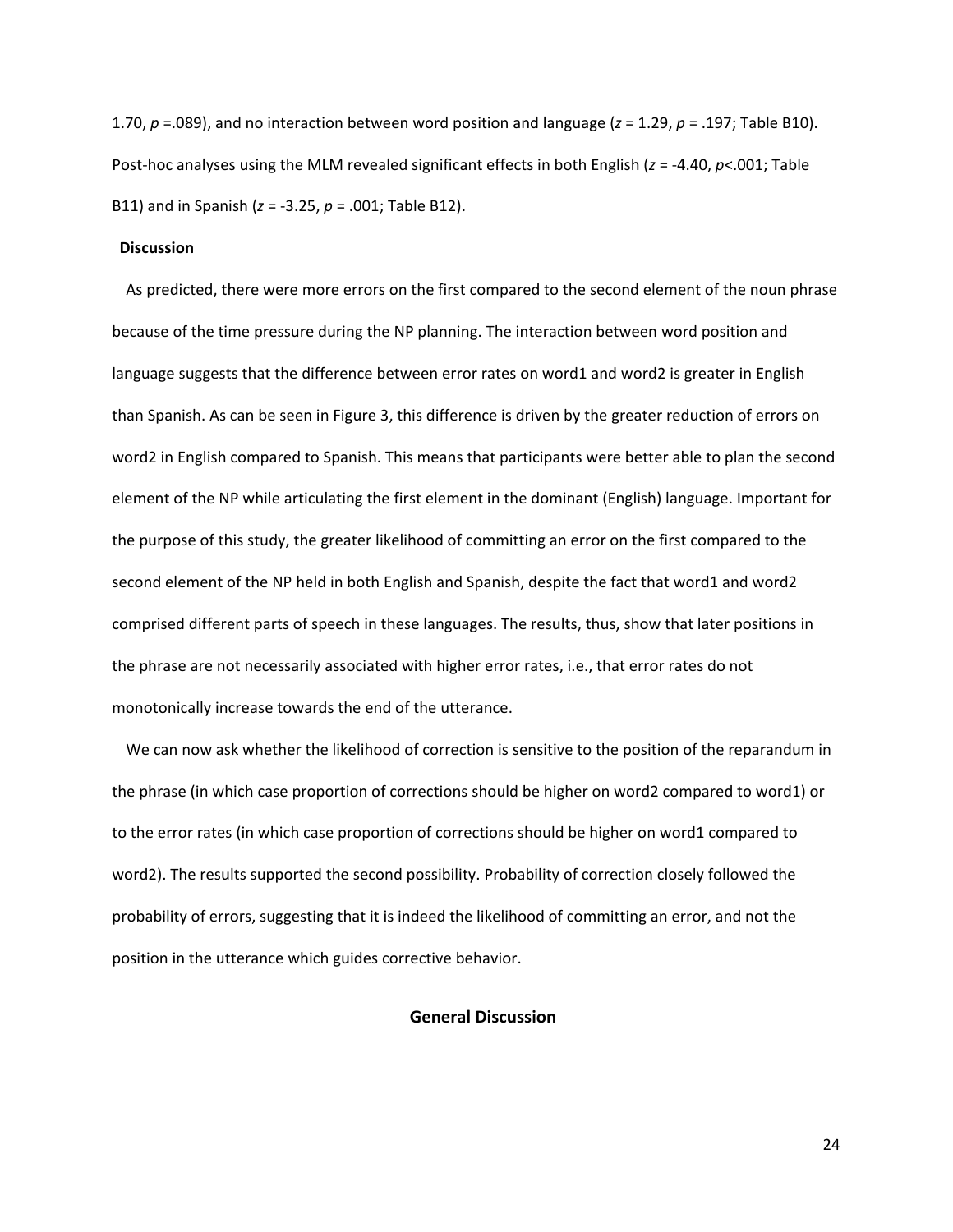1.70, $p$ =.089), and no interaction between word position and language ($z$ = 1.29, $p$ = .197; Table B10). Post-hoc analyses using the MLM revealed significant effects in both English ($z$ = -4.40, $p$<.001; Table B11) and in Spanish ($z$ = -3.25, $p$ = .001; Table B12).

### Discussion

As predicted, there were more errors on the first compared to the second element of the noun phrase because of the time pressure during the NP planning. The interaction between word position and language suggests that the difference between error rates on word1 and word2 is greater in English than Spanish. As can be seen in Figure 3, this difference is driven by the greater reduction of errors on word2 in English compared to Spanish. This means that participants were better able to plan the second element of the NP while articulating the first element in the dominant (English) language. Important for the purpose of this study, the greater likelihood of committing an error on the first compared to the second element of the NP held in both English and Spanish, despite the fact that word1 and word2 comprised different parts of speech in these languages. The results, thus, show that later positions in the phrase are not necessarily associated with higher error rates, i.e., that error rates do not monotonically increase towards the end of the utterance.

We can now ask whether the likelihood of correction is sensitive to the position of the reparandum in the phrase (in which case proportion of corrections should be higher on word2 compared to word1) or to the error rates (in which case proportion of corrections should be higher on word1 compared to word2). The results supported the second possibility. Probability of correction closely followed the probability of errors, suggesting that it is indeed the likelihood of committing an error, and not the position in the utterance which guides corrective behavior.

## General Discussion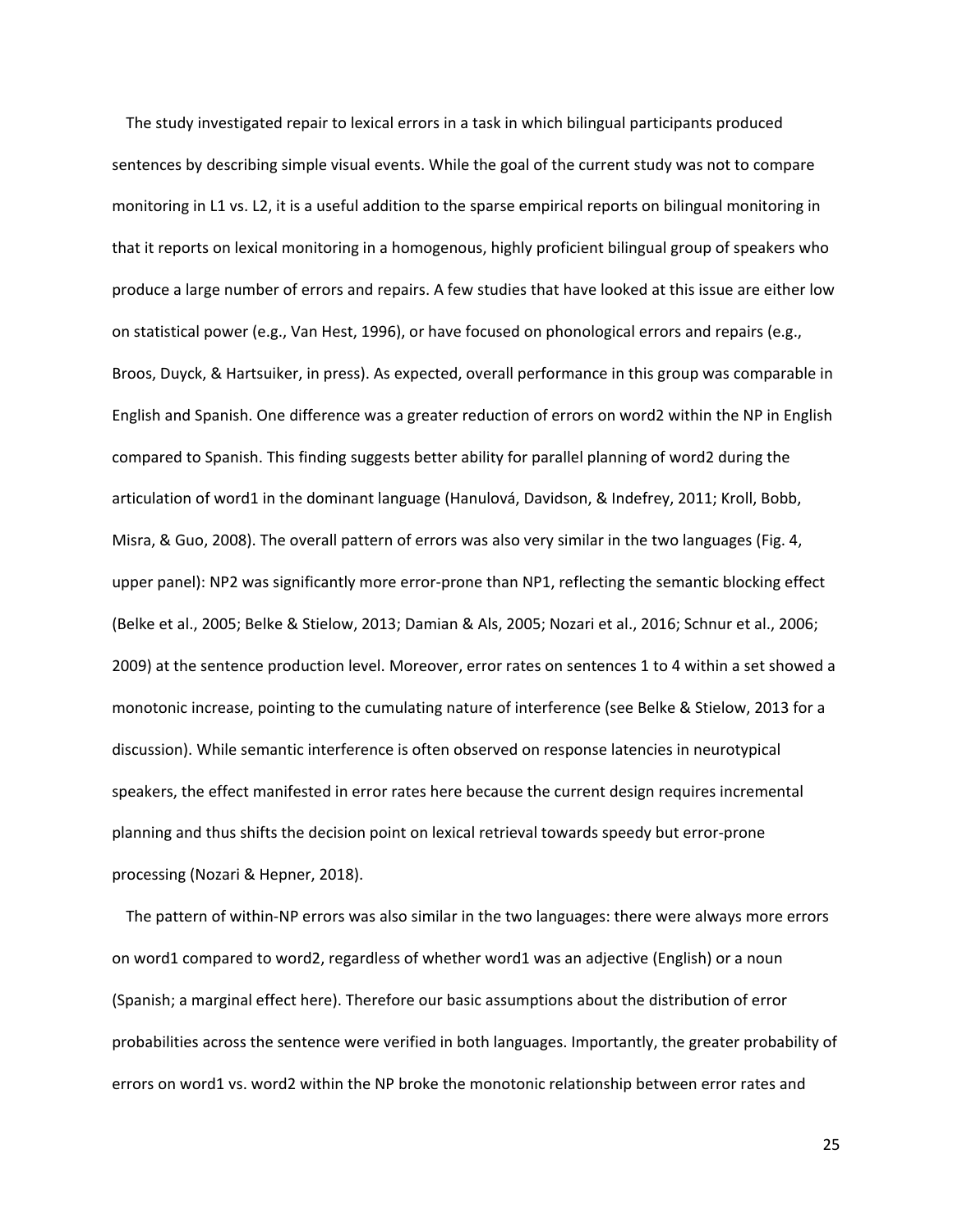The study investigated repair to lexical errors in a task in which bilingual participants produced sentences by describing simple visual events. While the goal of the current study was not to compare monitoring in L1 vs. L2, it is a useful addition to the sparse empirical reports on bilingual monitoring in that it reports on lexical monitoring in a homogenous, highly proficient bilingual group of speakers who produce a large number of errors and repairs. A few studies that have looked at this issue are either low on statistical power (e.g., Van Hest, 1996), or have focused on phonological errors and repairs (e.g., Broos, Duyck, & Hartsuiker, in press). As expected, overall performance in this group was comparable in English and Spanish. One difference was a greater reduction of errors on word2 within the NP in English compared to Spanish. This finding suggests better ability for parallel planning of word2 during the articulation of word1 in the dominant language (Hanulová, Davidson, & Indefrey, 2011; Kroll, Bobb, Misra, & Guo, 2008). The overall pattern of errors was also very similar in the two languages (Fig. 4, upper panel): NP2 was significantly more error-prone than NP1, reflecting the semantic blocking effect (Belke et al., 2005; Belke & Stielow, 2013; Damian & Als, 2005; Nozari et al., 2016; Schnur et al., 2006; 2009) at the sentence production level. Moreover, error rates on sentences 1 to 4 within a set showed a monotonic increase, pointing to the cumulating nature of interference (see Belke & Stielow, 2013 for a discussion). While semantic interference is often observed on response latencies in neurotypical speakers, the effect manifested in error rates here because the current design requires incremental planning and thus shifts the decision point on lexical retrieval towards speedy but error-prone processing (Nozari & Hepner, 2018).

The pattern of within-NP errors was also similar in the two languages: there were always more errors on word1 compared to word2, regardless of whether word1 was an adjective (English) or a noun (Spanish; a marginal effect here). Therefore our basic assumptions about the distribution of error probabilities across the sentence were verified in both languages. Importantly, the greater probability of errors on word1 vs. word2 within the NP broke the monotonic relationship between error rates and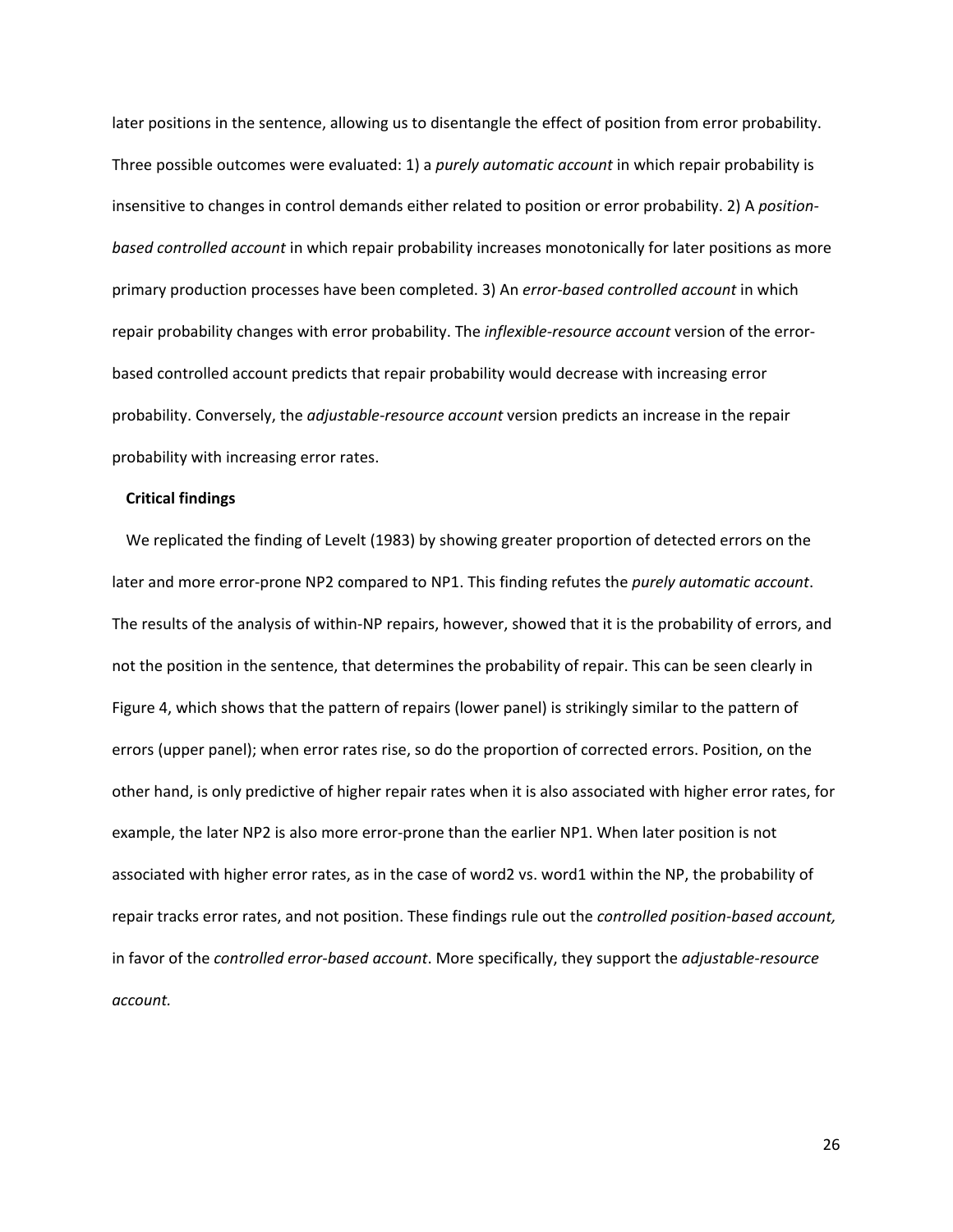later positions in the sentence, allowing us to disentangle the effect of position from error probability. Three possible outcomes were evaluated: 1) a *purely automatic account* in which repair probability is insensitive to changes in control demands either related to position or error probability. 2) A *position-based controlled account* in which repair probability increases monotonically for later positions as more primary production processes have been completed. 3) An *error-based controlled account* in which repair probability changes with error probability. The *inflexible-resource account* version of the error-based controlled account predicts that repair probability would decrease with increasing error probability. Conversely, the *adjustable-resource account* version predicts an increase in the repair probability with increasing error rates.

**Critical findings**

We replicated the finding of Levelt (1983) by showing greater proportion of detected errors on the later and more error-prone NP2 compared to NP1. This finding refutes the *purely automatic account*. The results of the analysis of within-NP repairs, however, showed that it is the probability of errors, and not the position in the sentence, that determines the probability of repair. This can be seen clearly in Figure 4, which shows that the pattern of repairs (lower panel) is strikingly similar to the pattern of errors (upper panel); when error rates rise, so do the proportion of corrected errors. Position, on the other hand, is only predictive of higher repair rates when it is also associated with higher error rates, for example, the later NP2 is also more error-prone than the earlier NP1. When later position is not associated with higher error rates, as in the case of word2 vs. word1 within the NP, the probability of repair tracks error rates, and not position. These findings rule out the *controlled position-based account,* in favor of the *controlled error-based account*. More specifically, they support the *adjustable-resource account.*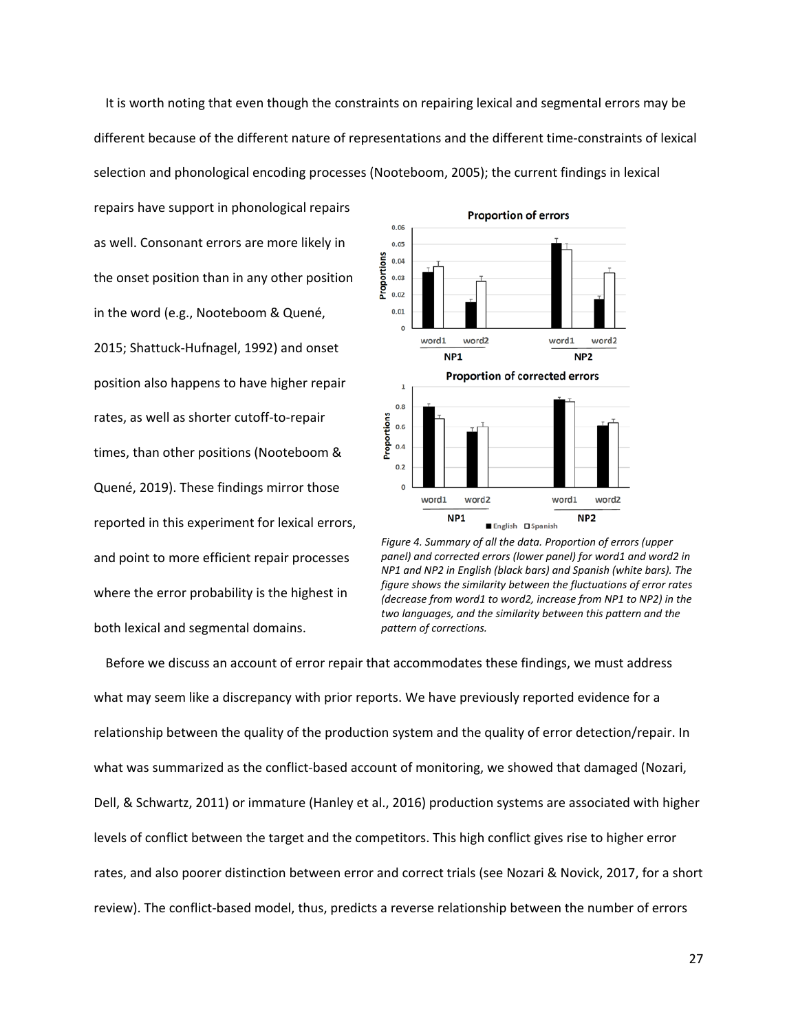It is worth noting that even though the constraints on repairing lexical and segmental errors may be different because of the different nature of representations and the different time-constraints of lexical selection and phonological encoding processes (Nooteboom, 2005); the current findings in lexical repairs have support in phonological repairs as well. Consonant errors are more likely in the onset position than in any other position in the word (e.g., Nooteboom & Quené, 2015; Shattuck-Hufnagel, 1992) and onset position also happens to have higher repair rates, as well as shorter cutoff-to-repair times, than other positions (Nooteboom & Quené, 2019). These findings mirror those reported in this experiment for lexical errors, and point to more efficient repair processes where the error probability is the highest in both lexical and segmental domains.

*Figure 4. Summary of all the data. Proportion of errors (upper panel) and corrected errors (lower panel) for word1 and word2 in NP1 and NP2 in English (black bars) and Spanish (white bars). The figure shows the similarity between the fluctuations of error rates (decrease from word1 to word2, increase from NP1 to NP2) in the two languages, and the similarity between this pattern and the pattern of corrections.*

Before we discuss an account of error repair that accommodates these findings, we must address what may seem like a discrepancy with prior reports. We have previously reported evidence for a relationship between the quality of the production system and the quality of error detection/repair. In what was summarized as the conflict-based account of monitoring, we showed that damaged (Nozari, Dell, & Schwartz, 2011) or immature (Hanley et al., 2016) production systems are associated with higher levels of conflict between the target and the competitors. This high conflict gives rise to higher error rates, and also poorer distinction between error and correct trials (see Nozari & Novick, 2017, for a short review). The conflict-based model, thus, predicts a reverse relationship between the number of errors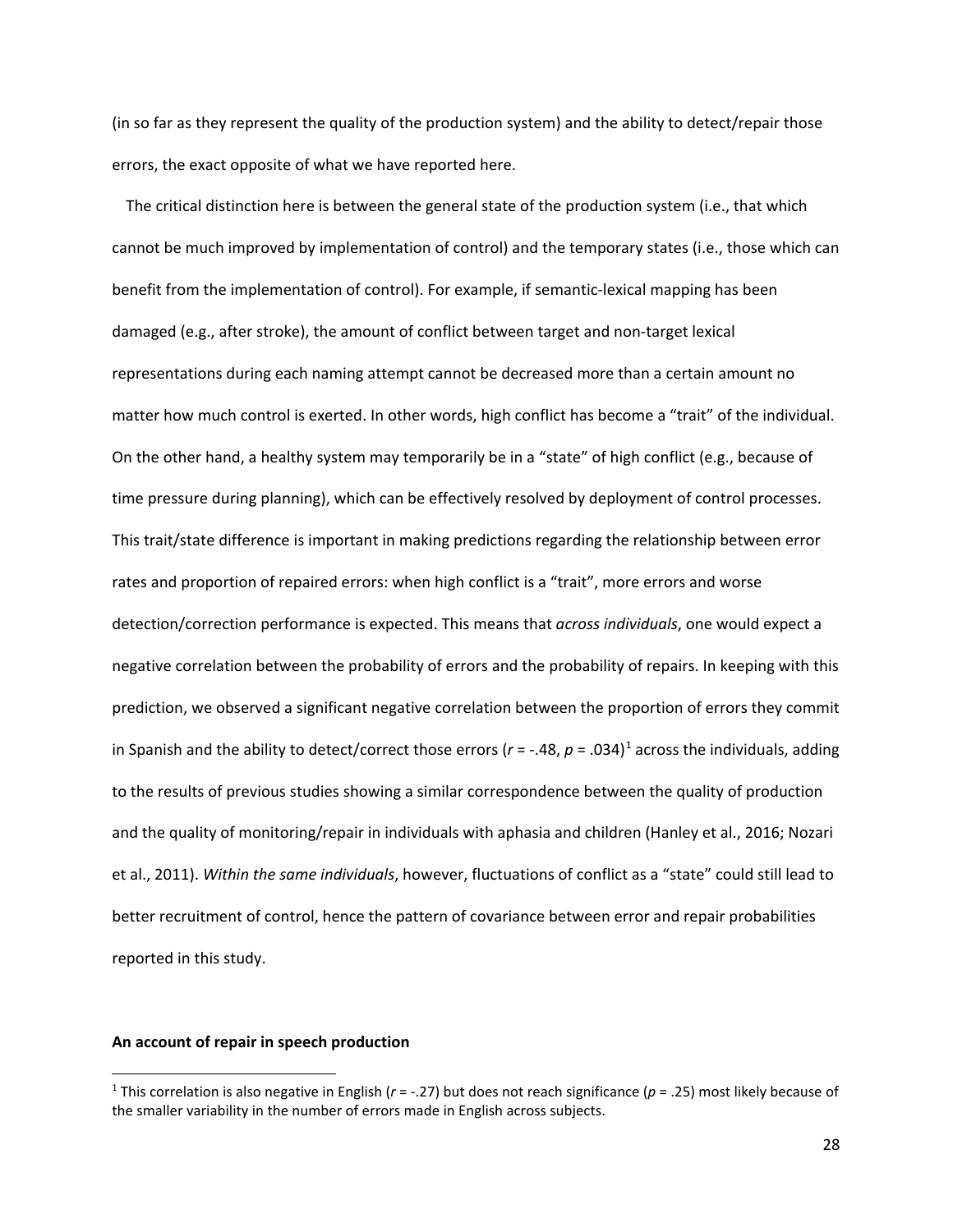(in so far as they represent the quality of the production system) and the ability to detect/repair those errors, the exact opposite of what we have reported here.

The critical distinction here is between the general state of the production system (i.e., that which cannot be much improved by implementation of control) and the temporary states (i.e., those which can benefit from the implementation of control). For example, if semantic-lexical mapping has been damaged (e.g., after stroke), the amount of conflict between target and non-target lexical representations during each naming attempt cannot be decreased more than a certain amount no matter how much control is exerted. In other words, high conflict has become a "trait" of the individual. On the other hand, a healthy system may temporarily be in a "state" of high conflict (e.g., because of time pressure during planning), which can be effectively resolved by deployment of control processes. This trait/state difference is important in making predictions regarding the relationship between error rates and proportion of repaired errors: when high conflict is a "trait", more errors and worse detection/correction performance is expected. This means that *across individuals*, one would expect a negative correlation between the probability of errors and the probability of repairs. In keeping with this prediction, we observed a significant negative correlation between the proportion of errors they commit in Spanish and the ability to detect/correct those errors ($r = -.48$, $p = .034$)[1] across the individuals, adding to the results of previous studies showing a similar correspondence between the quality of production and the quality of monitoring/repair in individuals with aphasia and children (Hanley et al., 2016; Nozari et al., 2011). *Within the same individuals*, however, fluctuations of conflict as a "state" could still lead to better recruitment of control, hence the pattern of covariance between error and repair probabilities reported in this study.

**An account of repair in speech production**

[1] This correlation is also negative in English ($r = -.27$) but does not reach significance ($p = .25$) most likely because of the smaller variability in the number of errors made in English across subjects.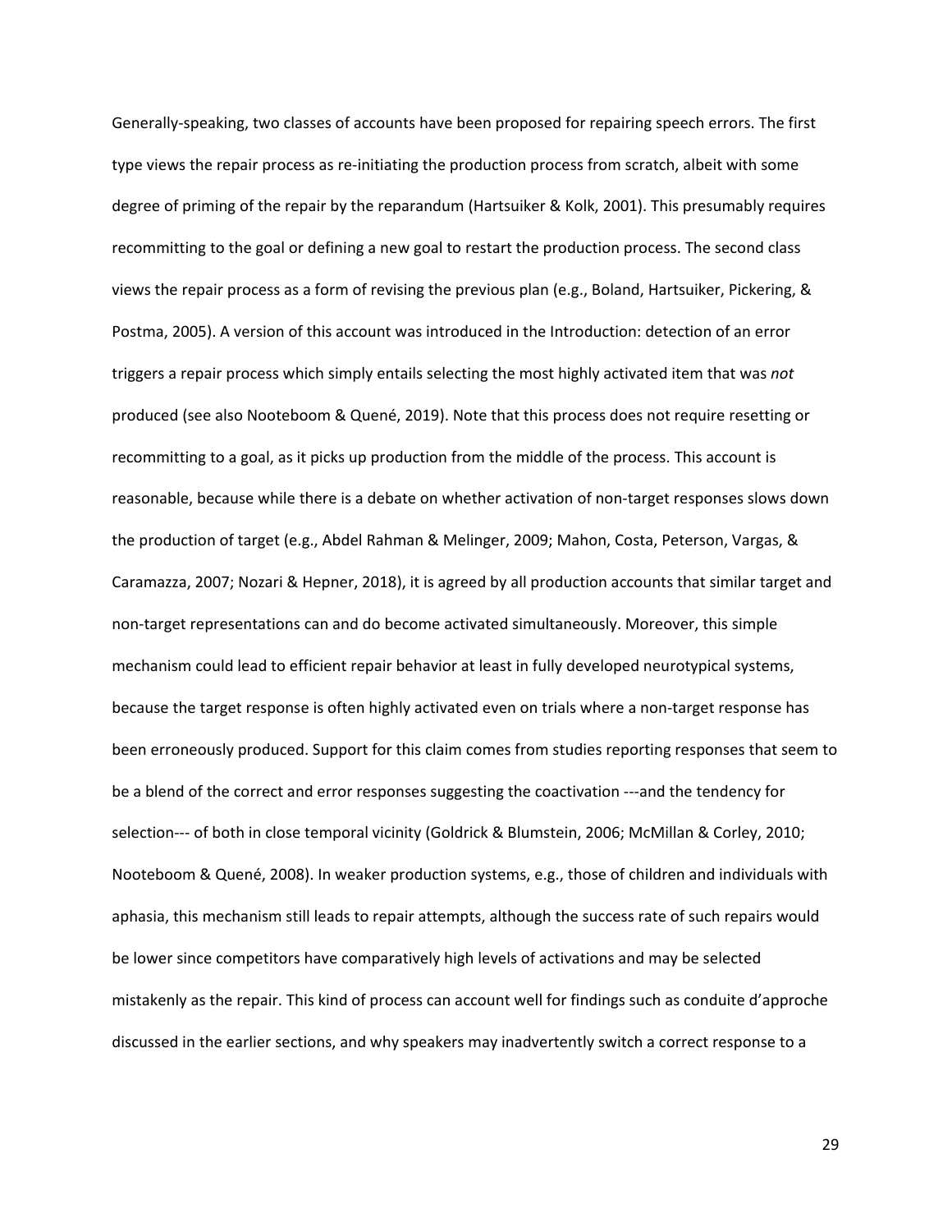Generally-speaking, two classes of accounts have been proposed for repairing speech errors. The first type views the repair process as re-initiating the production process from scratch, albeit with some degree of priming of the repair by the reparandum (Hartsuiker & Kolk, 2001). This presumably requires recommitting to the goal or defining a new goal to restart the production process. The second class views the repair process as a form of revising the previous plan (e.g., Boland, Hartsuiker, Pickering, & Postma, 2005). A version of this account was introduced in the Introduction: detection of an error triggers a repair process which simply entails selecting the most highly activated item that was *not* produced (see also Nooteboom & Quené, 2019). Note that this process does not require resetting or recommitting to a goal, as it picks up production from the middle of the process. This account is reasonable, because while there is a debate on whether activation of non-target responses slows down the production of target (e.g., Abdel Rahman & Melinger, 2009; Mahon, Costa, Peterson, Vargas, & Caramazza, 2007; Nozari & Hepner, 2018), it is agreed by all production accounts that similar target and non-target representations can and do become activated simultaneously. Moreover, this simple mechanism could lead to efficient repair behavior at least in fully developed neurotypical systems, because the target response is often highly activated even on trials where a non-target response has been erroneously produced. Support for this claim comes from studies reporting responses that seem to be a blend of the correct and error responses suggesting the coactivation ---and the tendency for selection--- of both in close temporal vicinity (Goldrick & Blumstein, 2006; McMillan & Corley, 2010; Nooteboom & Quené, 2008). In weaker production systems, e.g., those of children and individuals with aphasia, this mechanism still leads to repair attempts, although the success rate of such repairs would be lower since competitors have comparatively high levels of activations and may be selected mistakenly as the repair. This kind of process can account well for findings such as conduite d'approche discussed in the earlier sections, and why speakers may inadvertently switch a correct response to a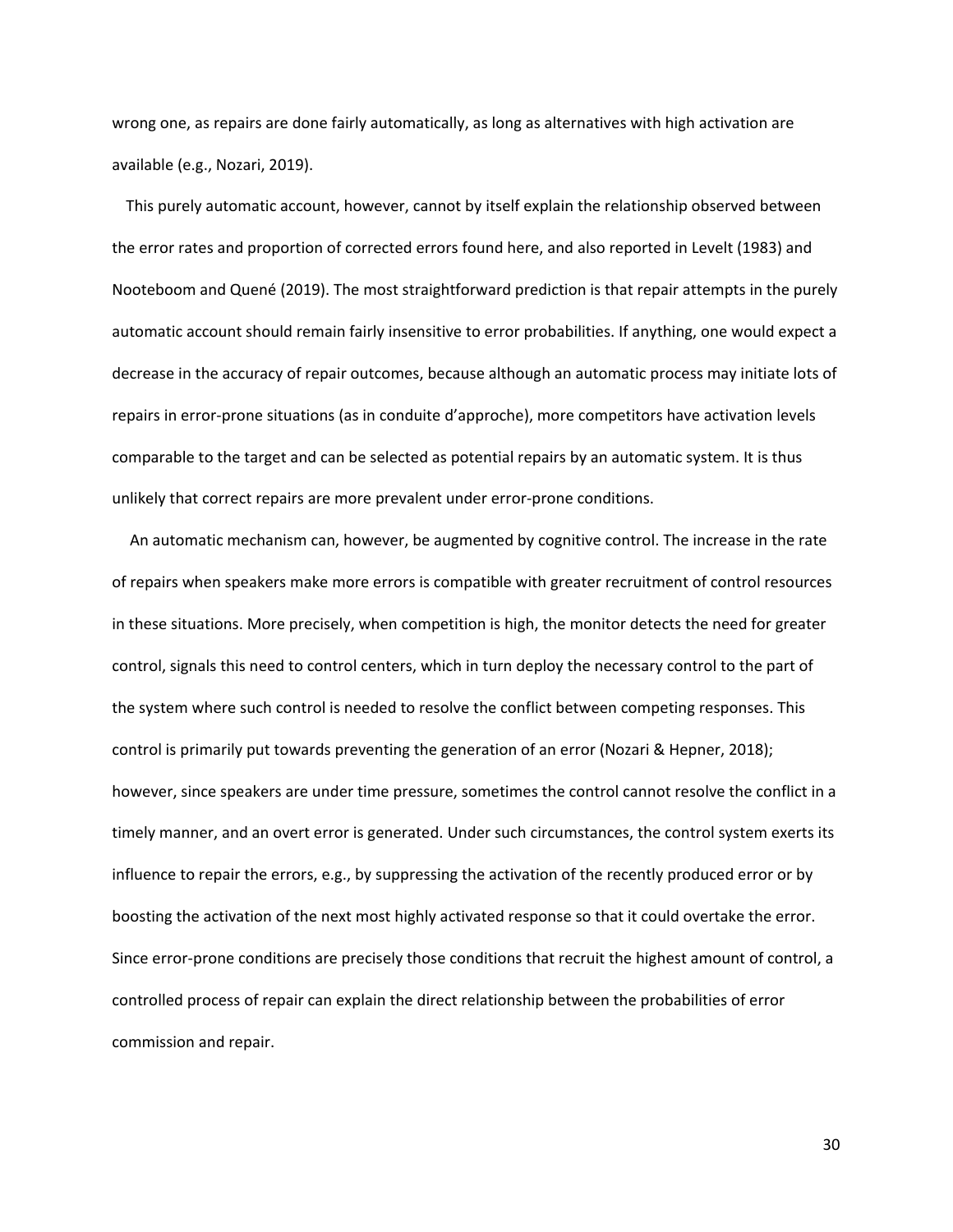wrong one, as repairs are done fairly automatically, as long as alternatives with high activation are available (e.g., Nozari, 2019).

This purely automatic account, however, cannot by itself explain the relationship observed between the error rates and proportion of corrected errors found here, and also reported in Levelt (1983) and Nooteboom and Quené (2019). The most straightforward prediction is that repair attempts in the purely automatic account should remain fairly insensitive to error probabilities. If anything, one would expect a decrease in the accuracy of repair outcomes, because although an automatic process may initiate lots of repairs in error-prone situations (as in conduite d'approche), more competitors have activation levels comparable to the target and can be selected as potential repairs by an automatic system. It is thus unlikely that correct repairs are more prevalent under error-prone conditions.

An automatic mechanism can, however, be augmented by cognitive control. The increase in the rate of repairs when speakers make more errors is compatible with greater recruitment of control resources in these situations. More precisely, when competition is high, the monitor detects the need for greater control, signals this need to control centers, which in turn deploy the necessary control to the part of the system where such control is needed to resolve the conflict between competing responses. This control is primarily put towards preventing the generation of an error (Nozari & Hepner, 2018); however, since speakers are under time pressure, sometimes the control cannot resolve the conflict in a timely manner, and an overt error is generated. Under such circumstances, the control system exerts its influence to repair the errors, e.g., by suppressing the activation of the recently produced error or by boosting the activation of the next most highly activated response so that it could overtake the error. Since error-prone conditions are precisely those conditions that recruit the highest amount of control, a controlled process of repair can explain the direct relationship between the probabilities of error commission and repair.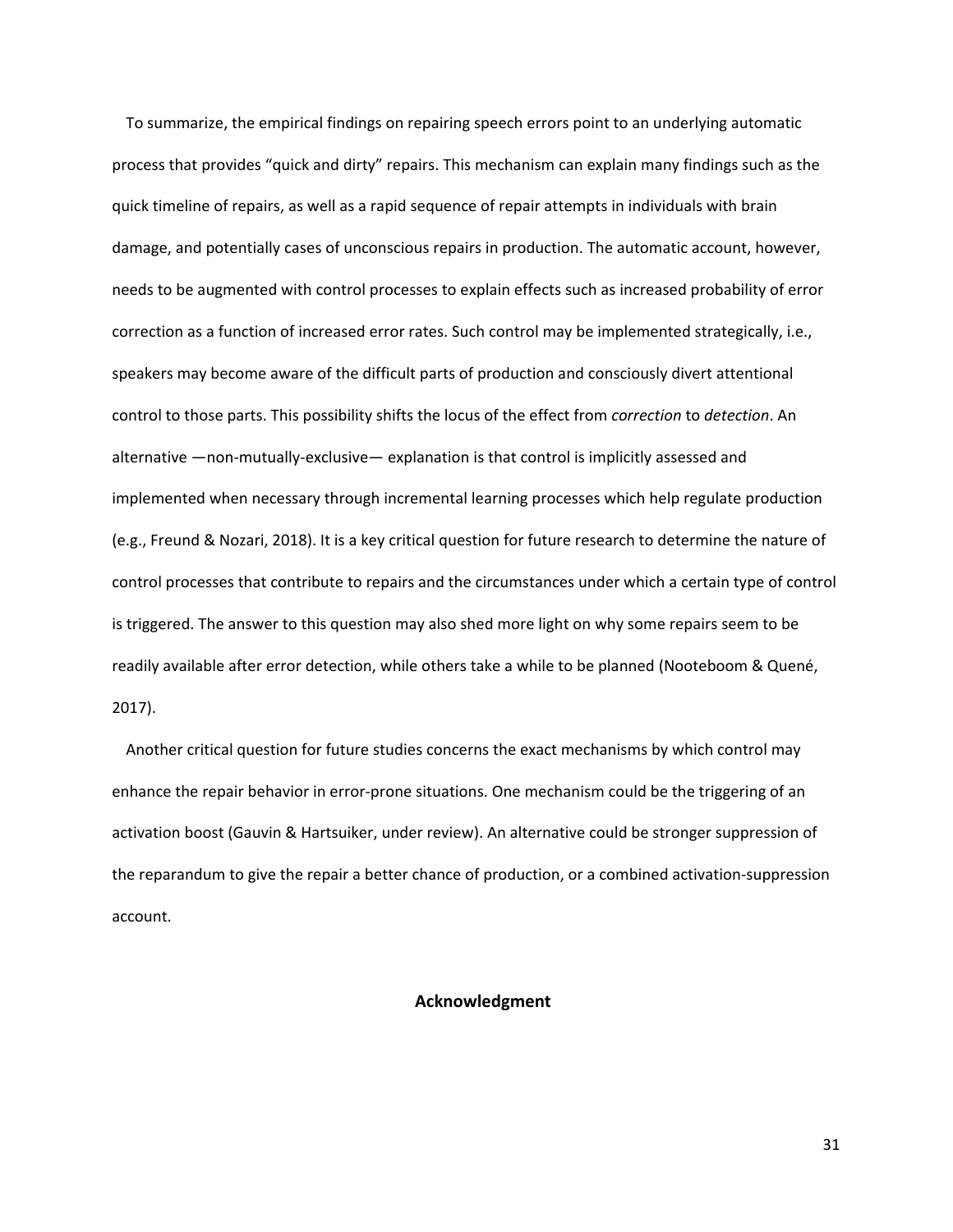To summarize, the empirical findings on repairing speech errors point to an underlying automatic process that provides "quick and dirty" repairs. This mechanism can explain many findings such as the quick timeline of repairs, as well as a rapid sequence of repair attempts in individuals with brain damage, and potentially cases of unconscious repairs in production. The automatic account, however, needs to be augmented with control processes to explain effects such as increased probability of error correction as a function of increased error rates. Such control may be implemented strategically, i.e., speakers may become aware of the difficult parts of production and consciously divert attentional control to those parts. This possibility shifts the locus of the effect from *correction* to *detection*. An alternative —non-mutually-exclusive— explanation is that control is implicitly assessed and implemented when necessary through incremental learning processes which help regulate production (e.g., Freund & Nozari, 2018). It is a key critical question for future research to determine the nature of control processes that contribute to repairs and the circumstances under which a certain type of control is triggered. The answer to this question may also shed more light on why some repairs seem to be readily available after error detection, while others take a while to be planned (Nooteboom & Quené, 2017).

Another critical question for future studies concerns the exact mechanisms by which control may enhance the repair behavior in error-prone situations. One mechanism could be the triggering of an activation boost (Gauvin & Hartsuiker, under review). An alternative could be stronger suppression of the reparandum to give the repair a better chance of production, or a combined activation-suppression account.

## Acknowledgment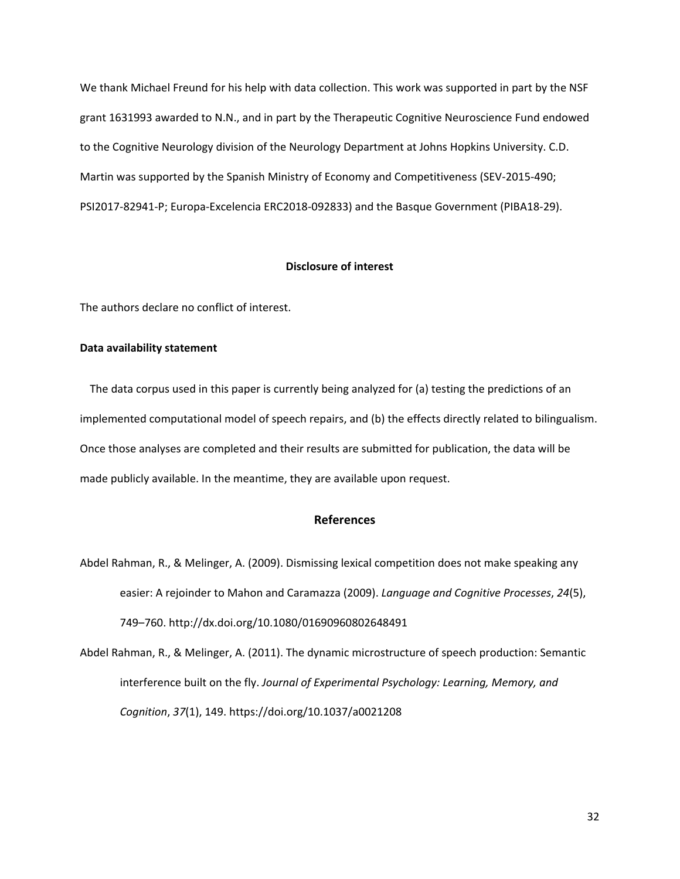We thank Michael Freund for his help with data collection. This work was supported in part by the NSF grant 1631993 awarded to N.N., and in part by the Therapeutic Cognitive Neuroscience Fund endowed to the Cognitive Neurology division of the Neurology Department at Johns Hopkins University. C.D. Martin was supported by the Spanish Ministry of Economy and Competitiveness (SEV-2015-490; PSI2017-82941-P; Europa-Excelencia ERC2018-092833) and the Basque Government (PIBA18-29).

## Disclosure of interest

The authors declare no conflict of interest.

**Data availability statement**

The data corpus used in this paper is currently being analyzed for (a) testing the predictions of an implemented computational model of speech repairs, and (b) the effects directly related to bilingualism. Once those analyses are completed and their results are submitted for publication, the data will be made publicly available. In the meantime, they are available upon request.

## References

Abdel Rahman, R., & Melinger, A. (2009). Dismissing lexical competition does not make speaking any easier: A rejoinder to Mahon and Caramazza (2009). *Language and Cognitive Processes*, *24*(5), 749–760. http://dx.doi.org/10.1080/01690960802648491

Abdel Rahman, R., & Melinger, A. (2011). The dynamic microstructure of speech production: Semantic interference built on the fly. *Journal of Experimental Psychology: Learning, Memory, and Cognition*, *37*(1), 149. https://doi.org/10.1037/a0021208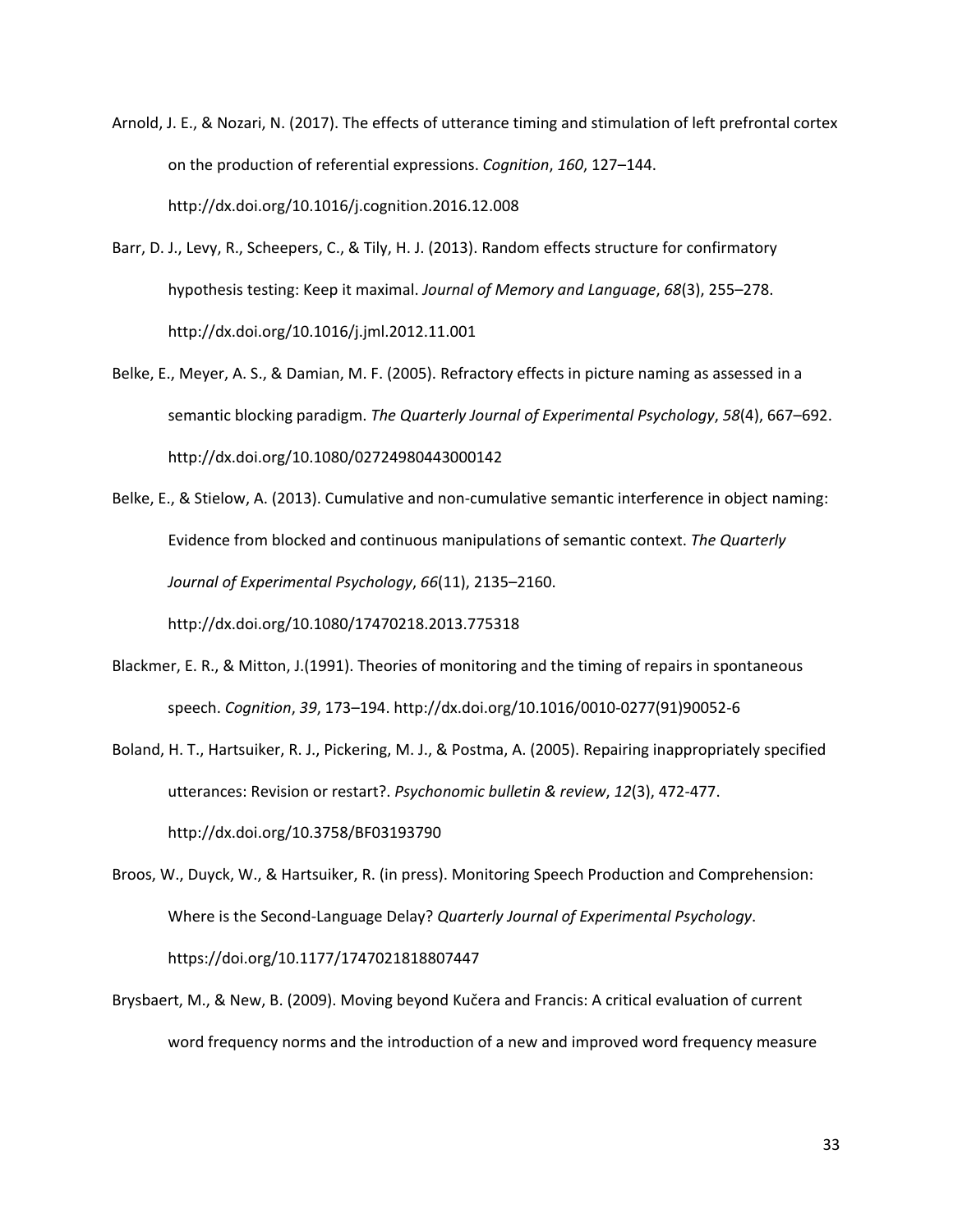Arnold, J. E., & Nozari, N. (2017). The effects of utterance timing and stimulation of left prefrontal cortex on the production of referential expressions. *Cognition*, *160*, 127–144. http://dx.doi.org/10.1016/j.cognition.2016.12.008

Barr, D. J., Levy, R., Scheepers, C., & Tily, H. J. (2013). Random effects structure for confirmatory hypothesis testing: Keep it maximal. *Journal of Memory and Language*, *68*(3), 255–278. http://dx.doi.org/10.1016/j.jml.2012.11.001

Belke, E., Meyer, A. S., & Damian, M. F. (2005). Refractory effects in picture naming as assessed in a semantic blocking paradigm. *The Quarterly Journal of Experimental Psychology*, *58*(4), 667–692. http://dx.doi.org/10.1080/02724980443000142

Belke, E., & Stielow, A. (2013). Cumulative and non-cumulative semantic interference in object naming: Evidence from blocked and continuous manipulations of semantic context. *The Quarterly Journal of Experimental Psychology*, *66*(11), 2135–2160. http://dx.doi.org/10.1080/17470218.2013.775318

Blackmer, E. R., & Mitton, J.(1991). Theories of monitoring and the timing of repairs in spontaneous speech. *Cognition*, *39*, 173–194. http://dx.doi.org/10.1016/0010-0277(91)90052-6

Boland, H. T., Hartsuiker, R. J., Pickering, M. J., & Postma, A. (2005). Repairing inappropriately specified utterances: Revision or restart?. *Psychonomic bulletin & review*, *12*(3), 472-477. http://dx.doi.org/10.3758/BF03193790

Broos, W., Duyck, W., & Hartsuiker, R. (in press). Monitoring Speech Production and Comprehension: Where is the Second-Language Delay? *Quarterly Journal of Experimental Psychology*. https://doi.org/10.1177/1747021818807447

Brysbaert, M., & New, B. (2009). Moving beyond Kučera and Francis: A critical evaluation of current word frequency norms and the introduction of a new and improved word frequency measure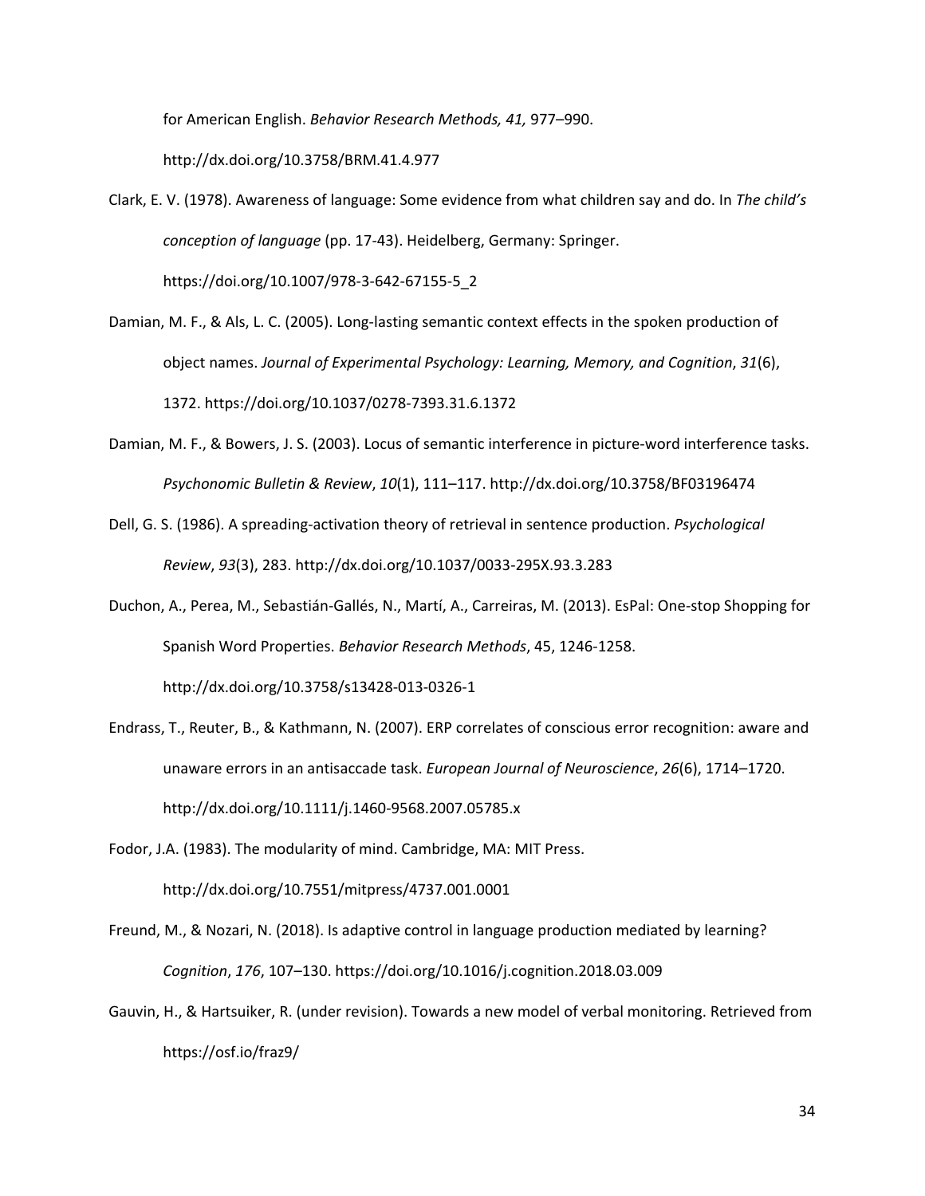for American English. *Behavior Research Methods, 41,* 977–990. http://dx.doi.org/10.3758/BRM.41.4.977

Clark, E. V. (1978). Awareness of language: Some evidence from what children say and do. In *The child's conception of language* (pp. 17-43). Heidelberg, Germany: Springer. https://doi.org/10.1007/978-3-642-67155-5_2

Damian, M. F., & Als, L. C. (2005). Long-lasting semantic context effects in the spoken production of object names. *Journal of Experimental Psychology: Learning, Memory, and Cognition*, *31*(6), 1372. https://doi.org/10.1037/0278-7393.31.6.1372

Damian, M. F., & Bowers, J. S. (2003). Locus of semantic interference in picture-word interference tasks. *Psychonomic Bulletin & Review*, *10*(1), 111–117. http://dx.doi.org/10.3758/BF03196474

Dell, G. S. (1986). A spreading-activation theory of retrieval in sentence production. *Psychological Review*, *93*(3), 283. http://dx.doi.org/10.1037/0033-295X.93.3.283

Duchon, A., Perea, M., Sebastián-Gallés, N., Martí, A., Carreiras, M. (2013). EsPal: One-stop Shopping for Spanish Word Properties. *Behavior Research Methods*, 45, 1246-1258. http://dx.doi.org/10.3758/s13428-013-0326-1

Endrass, T., Reuter, B., & Kathmann, N. (2007). ERP correlates of conscious error recognition: aware and unaware errors in an antisaccade task. *European Journal of Neuroscience*, *26*(6), 1714–1720. http://dx.doi.org/10.1111/j.1460-9568.2007.05785.x

Fodor, J.A. (1983). The modularity of mind. Cambridge, MA: MIT Press. http://dx.doi.org/10.7551/mitpress/4737.001.0001

Freund, M., & Nozari, N. (2018). Is adaptive control in language production mediated by learning? *Cognition*, *176*, 107–130. https://doi.org/10.1016/j.cognition.2018.03.009

Gauvin, H., & Hartsuiker, R. (under revision). Towards a new model of verbal monitoring. Retrieved from https://osf.io/fraz9/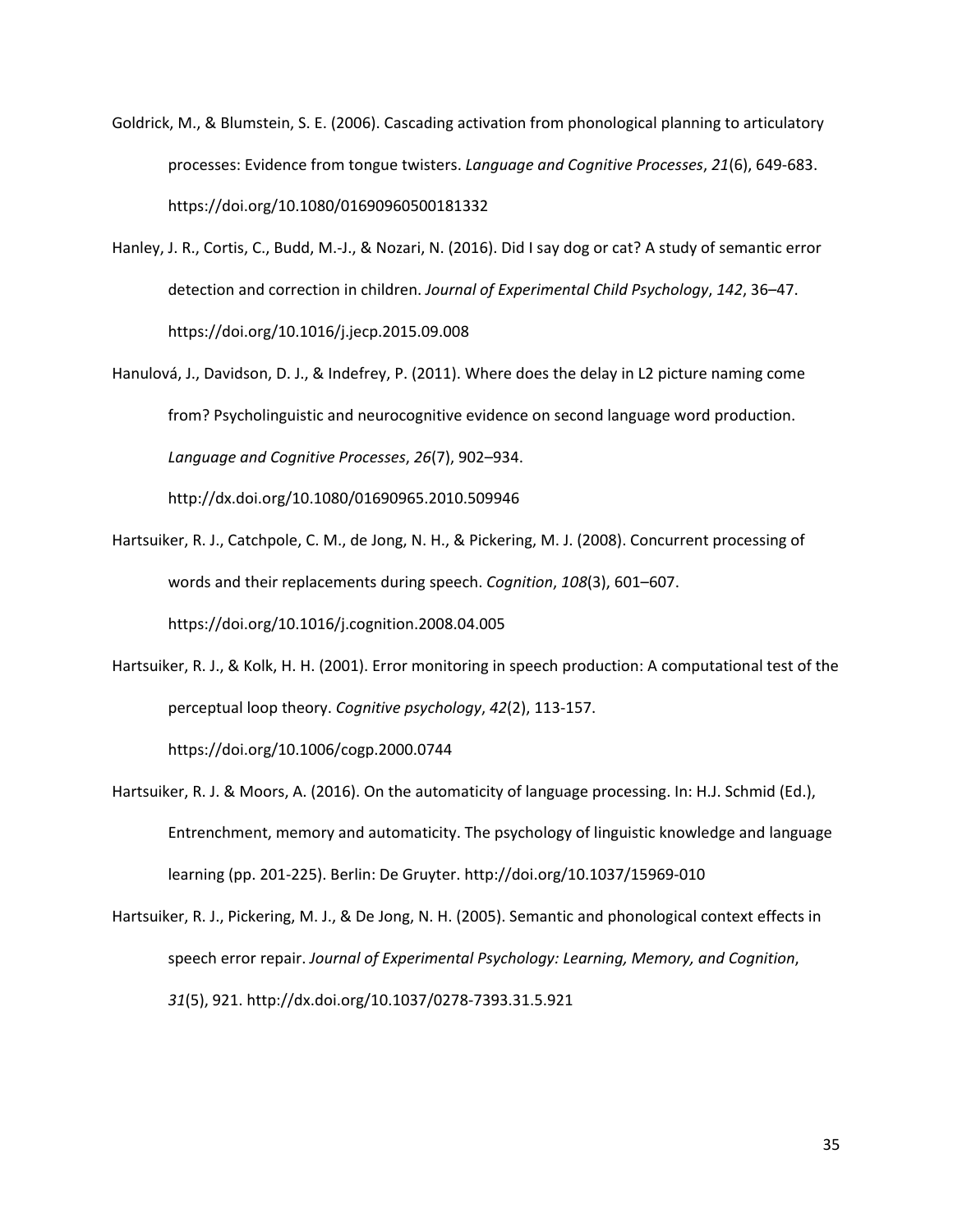Goldrick, M., & Blumstein, S. E. (2006). Cascading activation from phonological planning to articulatory processes: Evidence from tongue twisters. *Language and Cognitive Processes*, *21*(6), 649-683. https://doi.org/10.1080/01690960500181332

Hanley, J. R., Cortis, C., Budd, M.-J., & Nozari, N. (2016). Did I say dog or cat? A study of semantic error detection and correction in children. *Journal of Experimental Child Psychology*, *142*, 36–47. https://doi.org/10.1016/j.jecp.2015.09.008

Hanulová, J., Davidson, D. J., & Indefrey, P. (2011). Where does the delay in L2 picture naming come from? Psycholinguistic and neurocognitive evidence on second language word production. *Language and Cognitive Processes*, *26*(7), 902–934. http://dx.doi.org/10.1080/01690965.2010.509946

Hartsuiker, R. J., Catchpole, C. M., de Jong, N. H., & Pickering, M. J. (2008). Concurrent processing of words and their replacements during speech. *Cognition*, *108*(3), 601–607. https://doi.org/10.1016/j.cognition.2008.04.005

Hartsuiker, R. J., & Kolk, H. H. (2001). Error monitoring in speech production: A computational test of the perceptual loop theory. *Cognitive psychology*, *42*(2), 113-157. https://doi.org/10.1006/cogp.2000.0744

Hartsuiker, R. J. & Moors, A. (2016). On the automaticity of language processing. In: H.J. Schmid (Ed.), Entrenchment, memory and automaticity. The psychology of linguistic knowledge and language learning (pp. 201-225). Berlin: De Gruyter. http://doi.org/10.1037/15969-010

Hartsuiker, R. J., Pickering, M. J., & De Jong, N. H. (2005). Semantic and phonological context effects in speech error repair. *Journal of Experimental Psychology: Learning, Memory, and Cognition*, *31*(5), 921. http://dx.doi.org/10.1037/0278-7393.31.5.921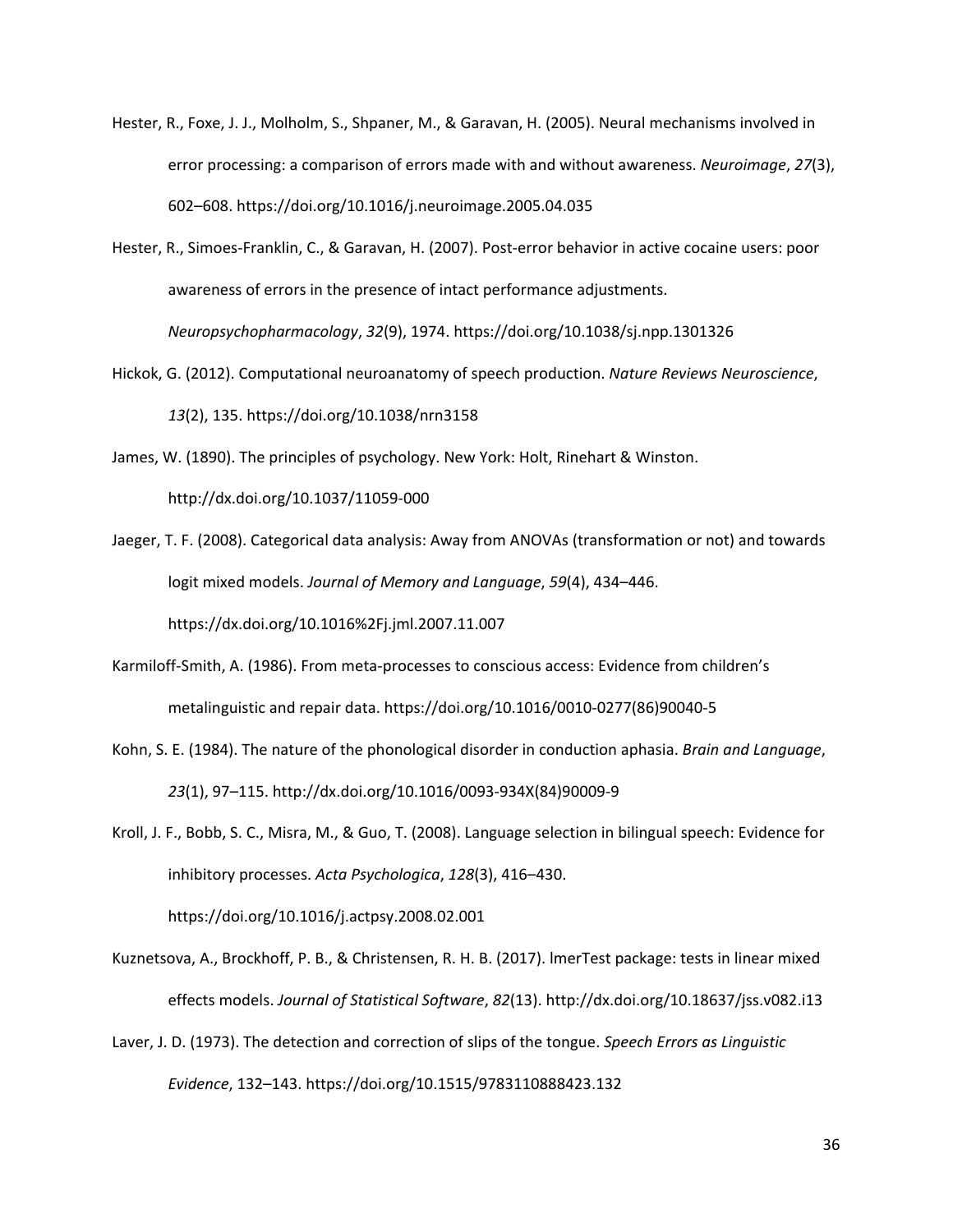Hester, R., Foxe, J. J., Molholm, S., Shpaner, M., & Garavan, H. (2005). Neural mechanisms involved in error processing: a comparison of errors made with and without awareness. *Neuroimage*, *27*(3), 602–608. https://doi.org/10.1016/j.neuroimage.2005.04.035

Hester, R., Simoes-Franklin, C., & Garavan, H. (2007). Post-error behavior in active cocaine users: poor awareness of errors in the presence of intact performance adjustments. *Neuropsychopharmacology*, *32*(9), 1974. https://doi.org/10.1038/sj.npp.1301326

Hickok, G. (2012). Computational neuroanatomy of speech production. *Nature Reviews Neuroscience*, *13*(2), 135. https://doi.org/10.1038/nrn3158

James, W. (1890). The principles of psychology. New York: Holt, Rinehart & Winston. http://dx.doi.org/10.1037/11059-000

Jaeger, T. F. (2008). Categorical data analysis: Away from ANOVAs (transformation or not) and towards logit mixed models. *Journal of Memory and Language*, *59*(4), 434–446. https://dx.doi.org/10.1016%2Fj.jml.2007.11.007

Karmiloff-Smith, A. (1986). From meta-processes to conscious access: Evidence from children's metalinguistic and repair data. https://doi.org/10.1016/0010-0277(86)90040-5

Kohn, S. E. (1984). The nature of the phonological disorder in conduction aphasia. *Brain and Language*, *23*(1), 97–115. http://dx.doi.org/10.1016/0093-934X(84)90009-9

Kroll, J. F., Bobb, S. C., Misra, M., & Guo, T. (2008). Language selection in bilingual speech: Evidence for inhibitory processes. *Acta Psychologica*, *128*(3), 416–430. https://doi.org/10.1016/j.actpsy.2008.02.001

Kuznetsova, A., Brockhoff, P. B., & Christensen, R. H. B. (2017). lmerTest package: tests in linear mixed effects models. *Journal of Statistical Software*, *82*(13). http://dx.doi.org/10.18637/jss.v082.i13

Laver, J. D. (1973). The detection and correction of slips of the tongue. *Speech Errors as Linguistic Evidence*, 132–143. https://doi.org/10.1515/9783110888423.132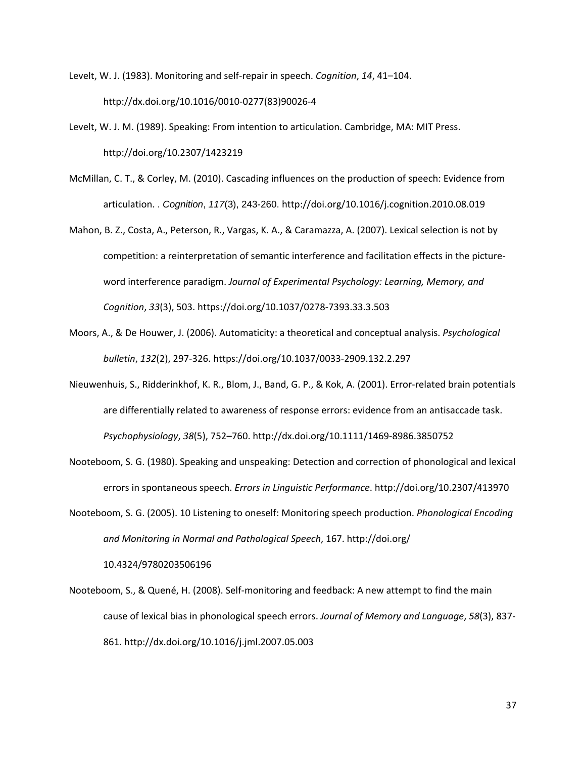Levelt, W. J. (1983). Monitoring and self-repair in speech. *Cognition*, *14*, 41–104. http://dx.doi.org/10.1016/0010-0277(83)90026-4

Levelt, W. J. M. (1989). Speaking: From intention to articulation. Cambridge, MA: MIT Press. http://doi.org/10.2307/1423219

McMillan, C. T., & Corley, M. (2010). Cascading influences on the production of speech: Evidence from articulation. . *Cognition*, *117*(3), 243-260. http://doi.org/10.1016/j.cognition.2010.08.019

Mahon, B. Z., Costa, A., Peterson, R., Vargas, K. A., & Caramazza, A. (2007). Lexical selection is not by competition: a reinterpretation of semantic interference and facilitation effects in the picture-word interference paradigm. *Journal of Experimental Psychology: Learning, Memory, and Cognition*, *33*(3), 503. https://doi.org/10.1037/0278-7393.33.3.503

Moors, A., & De Houwer, J. (2006). Automaticity: a theoretical and conceptual analysis. *Psychological bulletin*, *132*(2), 297-326. https://doi.org/10.1037/0033-2909.132.2.297

Nieuwenhuis, S., Ridderinkhof, K. R., Blom, J., Band, G. P., & Kok, A. (2001). Error-related brain potentials are differentially related to awareness of response errors: evidence from an antisaccade task. *Psychophysiology*, *38*(5), 752–760. http://dx.doi.org/10.1111/1469-8986.3850752

Nooteboom, S. G. (1980). Speaking and unspeaking: Detection and correction of phonological and lexical errors in spontaneous speech. *Errors in Linguistic Performance*. http://doi.org/10.2307/413970

Nooteboom, S. G. (2005). 10 Listening to oneself: Monitoring speech production. *Phonological Encoding and Monitoring in Normal and Pathological Speech*, 167. http://doi.org/ 10.4324/9780203506196

Nooteboom, S., & Quené, H. (2008). Self-monitoring and feedback: A new attempt to find the main cause of lexical bias in phonological speech errors. *Journal of Memory and Language*, *58*(3), 837-861. http://dx.doi.org/10.1016/j.jml.2007.05.003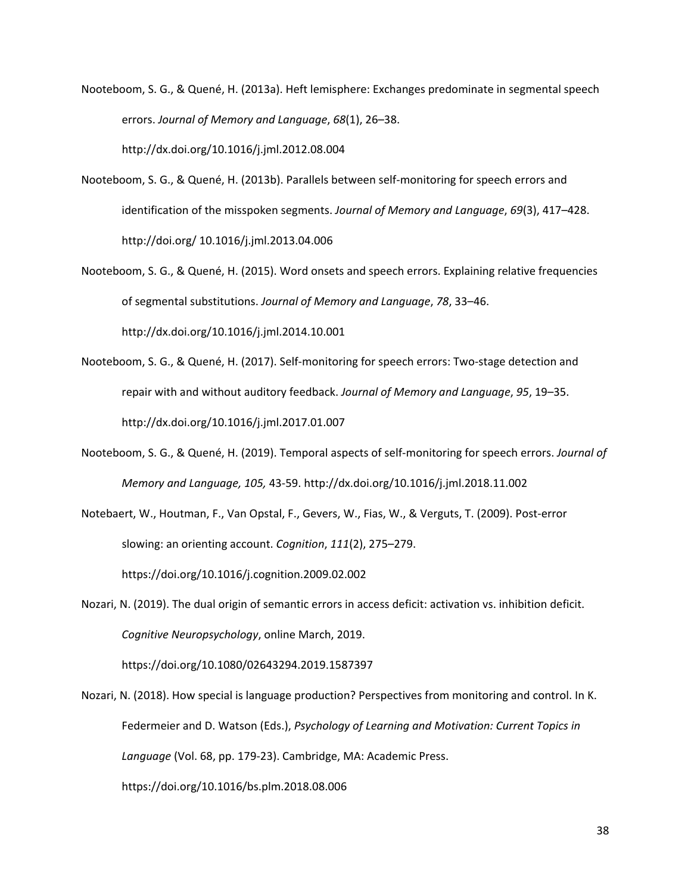Nooteboom, S. G., & Quené, H. (2013a). Heft lemisphere: Exchanges predominate in segmental speech errors. *Journal of Memory and Language*, *68*(1), 26–38. http://dx.doi.org/10.1016/j.jml.2012.08.004

Nooteboom, S. G., & Quené, H. (2013b). Parallels between self-monitoring for speech errors and identification of the misspoken segments. *Journal of Memory and Language*, *69*(3), 417–428. http://doi.org/ 10.1016/j.jml.2013.04.006

Nooteboom, S. G., & Quené, H. (2015). Word onsets and speech errors. Explaining relative frequencies of segmental substitutions. *Journal of Memory and Language*, *78*, 33–46. http://dx.doi.org/10.1016/j.jml.2014.10.001

Nooteboom, S. G., & Quené, H. (2017). Self-monitoring for speech errors: Two-stage detection and repair with and without auditory feedback. *Journal of Memory and Language*, *95*, 19–35. http://dx.doi.org/10.1016/j.jml.2017.01.007

Nooteboom, S. G., & Quené, H. (2019). Temporal aspects of self-monitoring for speech errors. *Journal of Memory and Language, 105,* 43-59. http://dx.doi.org/10.1016/j.jml.2018.11.002

Notebaert, W., Houtman, F., Van Opstal, F., Gevers, W., Fias, W., & Verguts, T. (2009). Post-error slowing: an orienting account. *Cognition*, *111*(2), 275–279. https://doi.org/10.1016/j.cognition.2009.02.002

Nozari, N. (2019). The dual origin of semantic errors in access deficit: activation vs. inhibition deficit. *Cognitive Neuropsychology*, online March, 2019. https://doi.org/10.1080/02643294.2019.1587397

Nozari, N. (2018). How special is language production? Perspectives from monitoring and control. In K. Federmeier and D. Watson (Eds.), *Psychology of Learning and Motivation: Current Topics in Language* (Vol. 68, pp. 179-23). Cambridge, MA: Academic Press. https://doi.org/10.1016/bs.plm.2018.08.006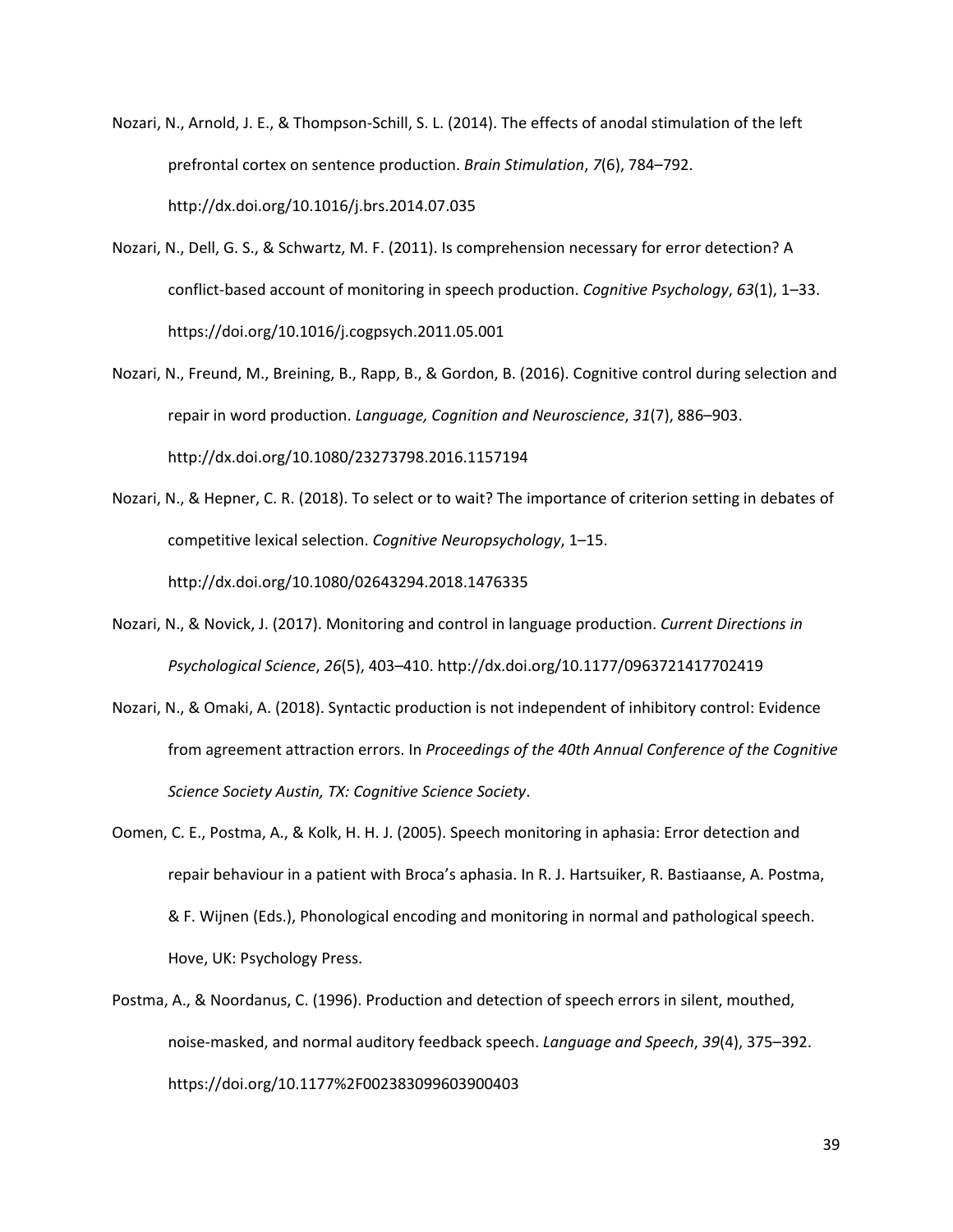Nozari, N., Arnold, J. E., & Thompson-Schill, S. L. (2014). The effects of anodal stimulation of the left prefrontal cortex on sentence production. *Brain Stimulation*, *7*(6), 784–792. http://dx.doi.org/10.1016/j.brs.2014.07.035

Nozari, N., Dell, G. S., & Schwartz, M. F. (2011). Is comprehension necessary for error detection? A conflict-based account of monitoring in speech production. *Cognitive Psychology*, *63*(1), 1–33. https://doi.org/10.1016/j.cogpsych.2011.05.001

Nozari, N., Freund, M., Breining, B., Rapp, B., & Gordon, B. (2016). Cognitive control during selection and repair in word production. *Language, Cognition and Neuroscience*, *31*(7), 886–903. http://dx.doi.org/10.1080/23273798.2016.1157194

Nozari, N., & Hepner, C. R. (2018). To select or to wait? The importance of criterion setting in debates of competitive lexical selection. *Cognitive Neuropsychology*, 1–15. http://dx.doi.org/10.1080/02643294.2018.1476335

Nozari, N., & Novick, J. (2017). Monitoring and control in language production. *Current Directions in Psychological Science*, *26*(5), 403–410. http://dx.doi.org/10.1177/0963721417702419

Nozari, N., & Omaki, A. (2018). Syntactic production is not independent of inhibitory control: Evidence from agreement attraction errors. In *Proceedings of the 40th Annual Conference of the Cognitive Science Society Austin, TX: Cognitive Science Society*.

Oomen, C. E., Postma, A., & Kolk, H. H. J. (2005). Speech monitoring in aphasia: Error detection and repair behaviour in a patient with Broca's aphasia. In R. J. Hartsuiker, R. Bastiaanse, A. Postma, & F. Wijnen (Eds.), Phonological encoding and monitoring in normal and pathological speech. Hove, UK: Psychology Press.

Postma, A., & Noordanus, C. (1996). Production and detection of speech errors in silent, mouthed, noise-masked, and normal auditory feedback speech. *Language and Speech*, *39*(4), 375–392. https://doi.org/10.1177%2F002383099603900403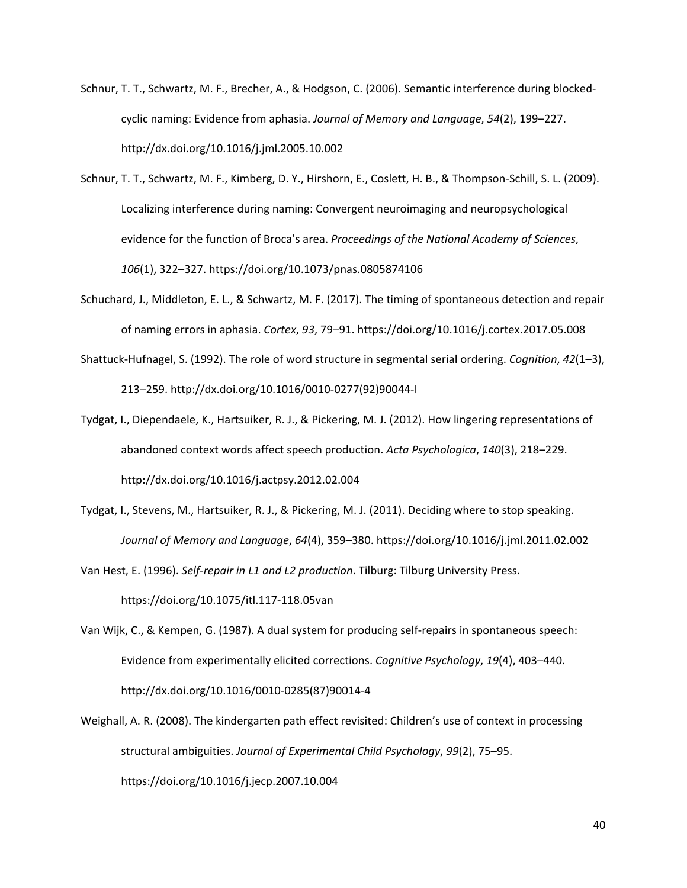Schnur, T. T., Schwartz, M. F., Brecher, A., & Hodgson, C. (2006). Semantic interference during blocked-cyclic naming: Evidence from aphasia. *Journal of Memory and Language*, *54*(2), 199–227. http://dx.doi.org/10.1016/j.jml.2005.10.002

Schnur, T. T., Schwartz, M. F., Kimberg, D. Y., Hirshorn, E., Coslett, H. B., & Thompson-Schill, S. L. (2009). Localizing interference during naming: Convergent neuroimaging and neuropsychological evidence for the function of Broca's area. *Proceedings of the National Academy of Sciences*, *106*(1), 322–327. https://doi.org/10.1073/pnas.0805874106

Schuchard, J., Middleton, E. L., & Schwartz, M. F. (2017). The timing of spontaneous detection and repair of naming errors in aphasia. *Cortex*, *93*, 79–91. https://doi.org/10.1016/j.cortex.2017.05.008

Shattuck-Hufnagel, S. (1992). The role of word structure in segmental serial ordering. *Cognition*, *42*(1–3), 213–259. http://dx.doi.org/10.1016/0010-0277(92)90044-I

Tydgat, I., Diependaele, K., Hartsuiker, R. J., & Pickering, M. J. (2012). How lingering representations of abandoned context words affect speech production. *Acta Psychologica*, *140*(3), 218–229. http://dx.doi.org/10.1016/j.actpsy.2012.02.004

Tydgat, I., Stevens, M., Hartsuiker, R. J., & Pickering, M. J. (2011). Deciding where to stop speaking. *Journal of Memory and Language*, *64*(4), 359–380. https://doi.org/10.1016/j.jml.2011.02.002

Van Hest, E. (1996). *Self-repair in L1 and L2 production*. Tilburg: Tilburg University Press. https://doi.org/10.1075/itl.117-118.05van

Van Wijk, C., & Kempen, G. (1987). A dual system for producing self-repairs in spontaneous speech: Evidence from experimentally elicited corrections. *Cognitive Psychology*, *19*(4), 403–440. http://dx.doi.org/10.1016/0010-0285(87)90014-4

Weighall, A. R. (2008). The kindergarten path effect revisited: Children's use of context in processing structural ambiguities. *Journal of Experimental Child Psychology*, *99*(2), 75–95. https://doi.org/10.1016/j.jecp.2007.10.004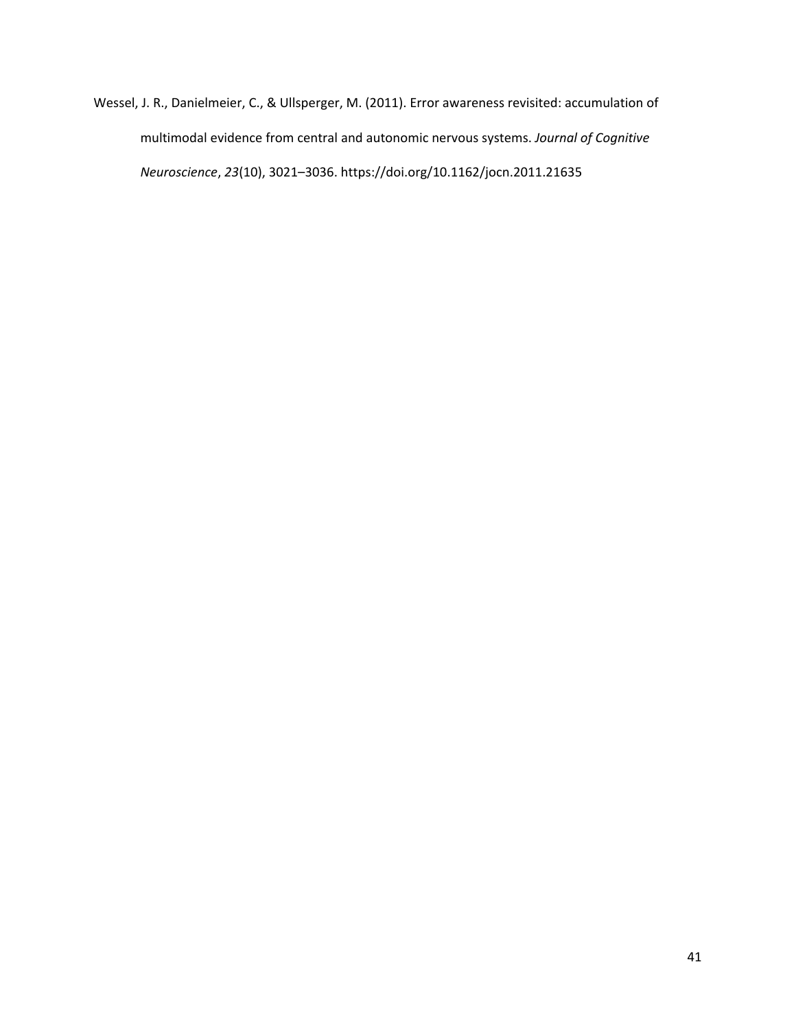Wessel, J. R., Danielmeier, C., & Ullsperger, M. (2011). Error awareness revisited: accumulation of multimodal evidence from central and autonomic nervous systems. *Journal of Cognitive Neuroscience*, *23*(10), 3021–3036. https://doi.org/10.1162/jocn.2011.21635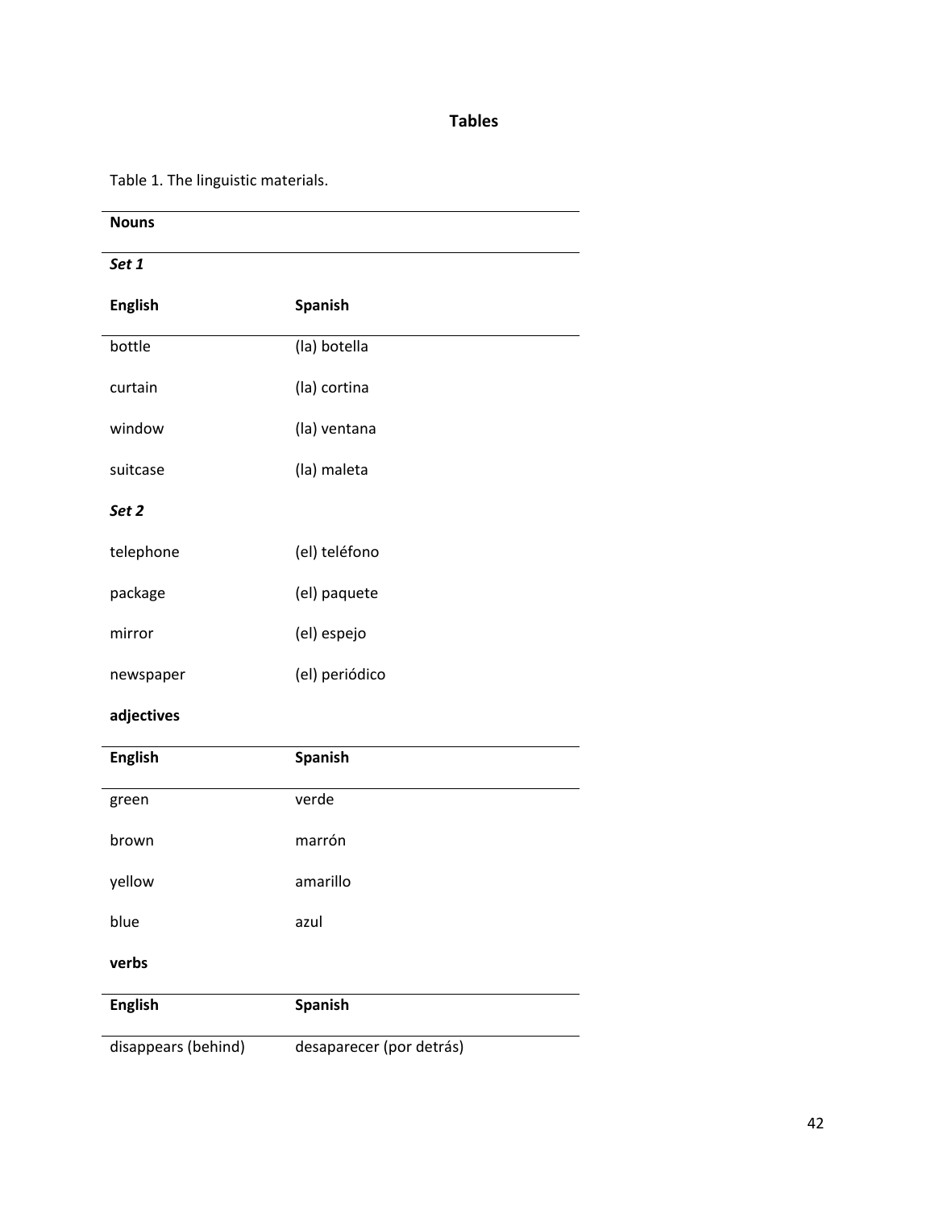# Tables

Table 1. The linguistic materials.

| **Nouns** | |
|---|---|
| ***Set 1*** | |
| **English** | **Spanish** |
| bottle | (la) botella |
| curtain | (la) cortina |
| window | (la) ventana |
| suitcase | (la) maleta |
| ***Set 2*** | |
| telephone | (el) teléfono |
| package | (el) paquete |
| mirror | (el) espejo |
| newspaper | (el) periódico |
| **adjectives** | |
| **English** | **Spanish** |
| green | verde |
| brown | marrón |
| yellow | amarillo |
| blue | azul |
| **verbs** | |
| **English** | **Spanish** |
| disappears (behind) | desaparecer (por detrás) |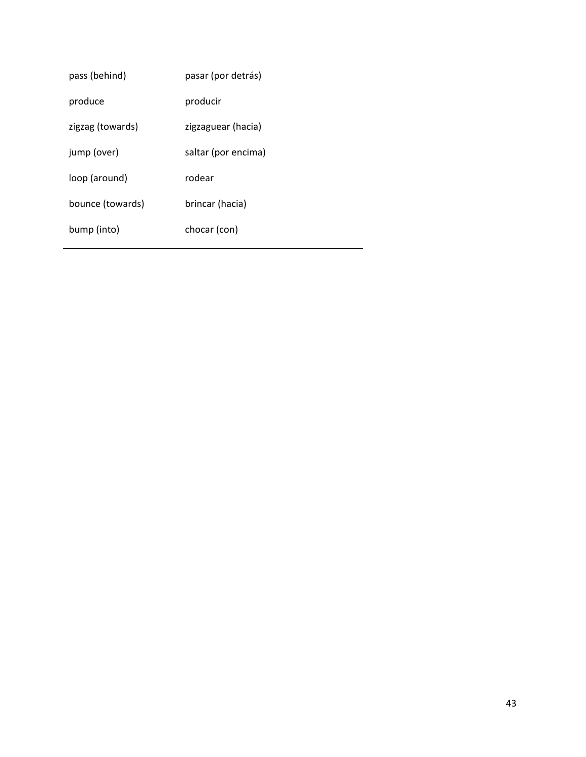| | |
|---|---|
| pass (behind) | pasar (por detrás) |
| produce | producir |
| zigzag (towards) | zigzaguear (hacia) |
| jump (over) | saltar (por encima) |
| loop (around) | rodear |
| bounce (towards) | brincar (hacia) |
| bump (into) | chocar (con) |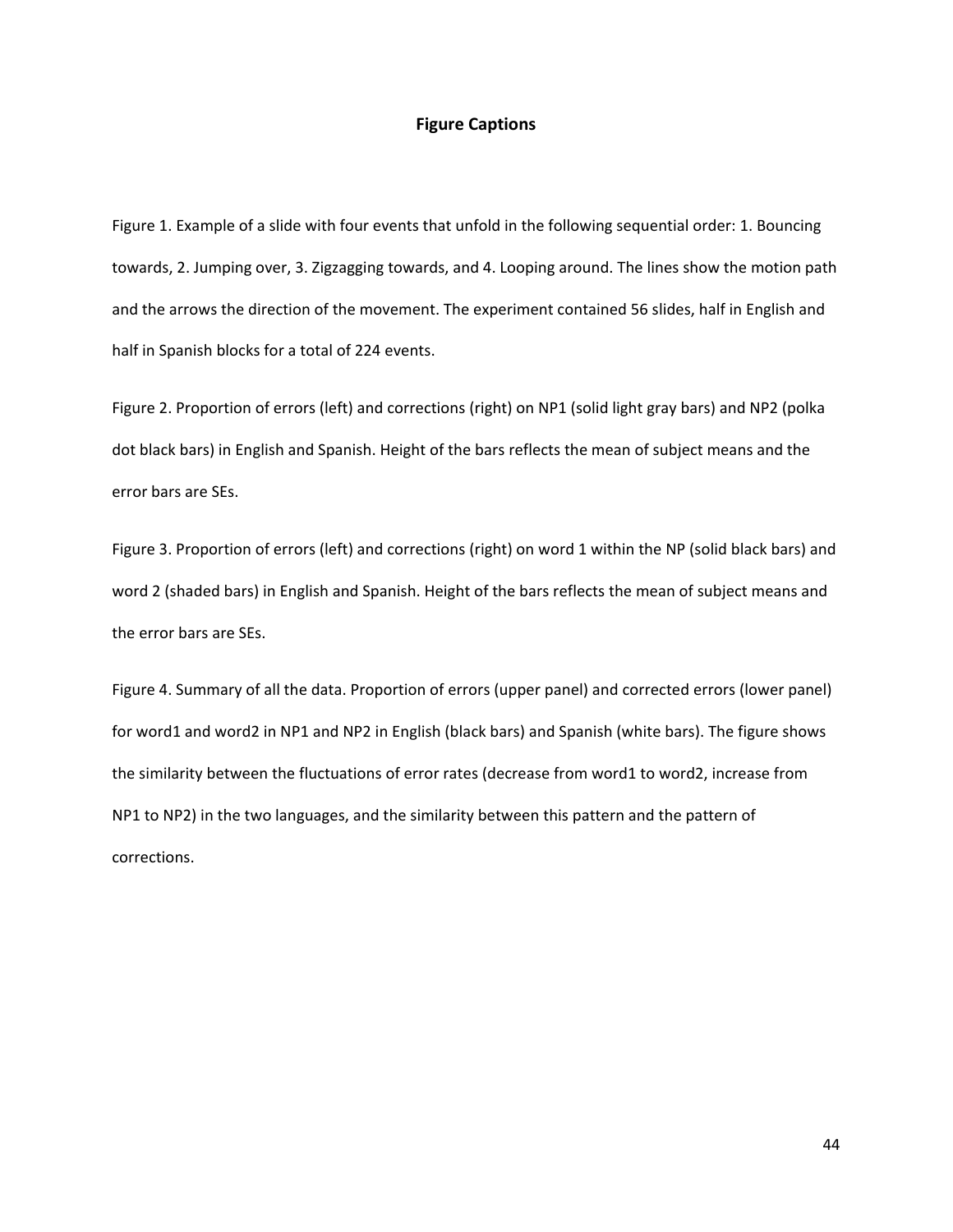# Figure Captions

Figure 1. Example of a slide with four events that unfold in the following sequential order: 1. Bouncing towards, 2. Jumping over, 3. Zigzagging towards, and 4. Looping around. The lines show the motion path and the arrows the direction of the movement. The experiment contained 56 slides, half in English and half in Spanish blocks for a total of 224 events.

Figure 2. Proportion of errors (left) and corrections (right) on NP1 (solid light gray bars) and NP2 (polka dot black bars) in English and Spanish. Height of the bars reflects the mean of subject means and the error bars are SEs.

Figure 3. Proportion of errors (left) and corrections (right) on word 1 within the NP (solid black bars) and word 2 (shaded bars) in English and Spanish. Height of the bars reflects the mean of subject means and the error bars are SEs.

Figure 4. Summary of all the data. Proportion of errors (upper panel) and corrected errors (lower panel) for word1 and word2 in NP1 and NP2 in English (black bars) and Spanish (white bars). The figure shows the similarity between the fluctuations of error rates (decrease from word1 to word2, increase from NP1 to NP2) in the two languages, and the similarity between this pattern and the pattern of corrections.